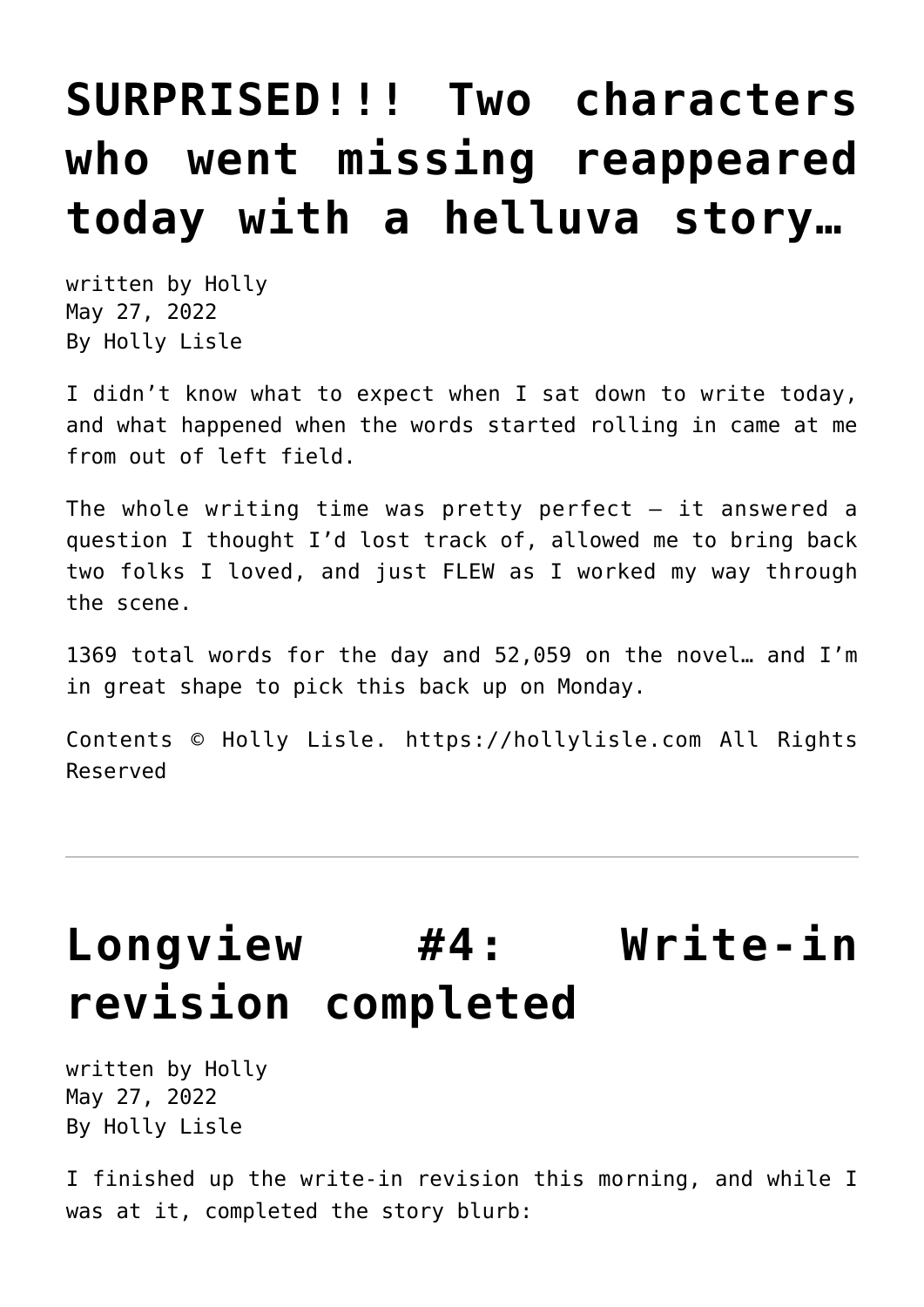# SURPRISED!!! Two characters who went missing reappeared today with a helluva story…

written by Holly
May 27, 2022
By Holly Lisle

I didn't know what to expect when I sat down to write today, and what happened when the words started rolling in came at me from out of left field.

The whole writing time was pretty perfect — it answered a question I thought I'd lost track of, allowed me to bring back two folks I loved, and just FLEW as I worked my way through the scene.

1369 total words for the day and 52,059 on the novel… and I'm in great shape to pick this back up on Monday.

Contents © Holly Lisle. https://hollylisle.com All Rights Reserved

---

# Longview #4: Write-in revision completed

written by Holly
May 27, 2022
By Holly Lisle

I finished up the write-in revision this morning, and while I was at it, completed the story blurb: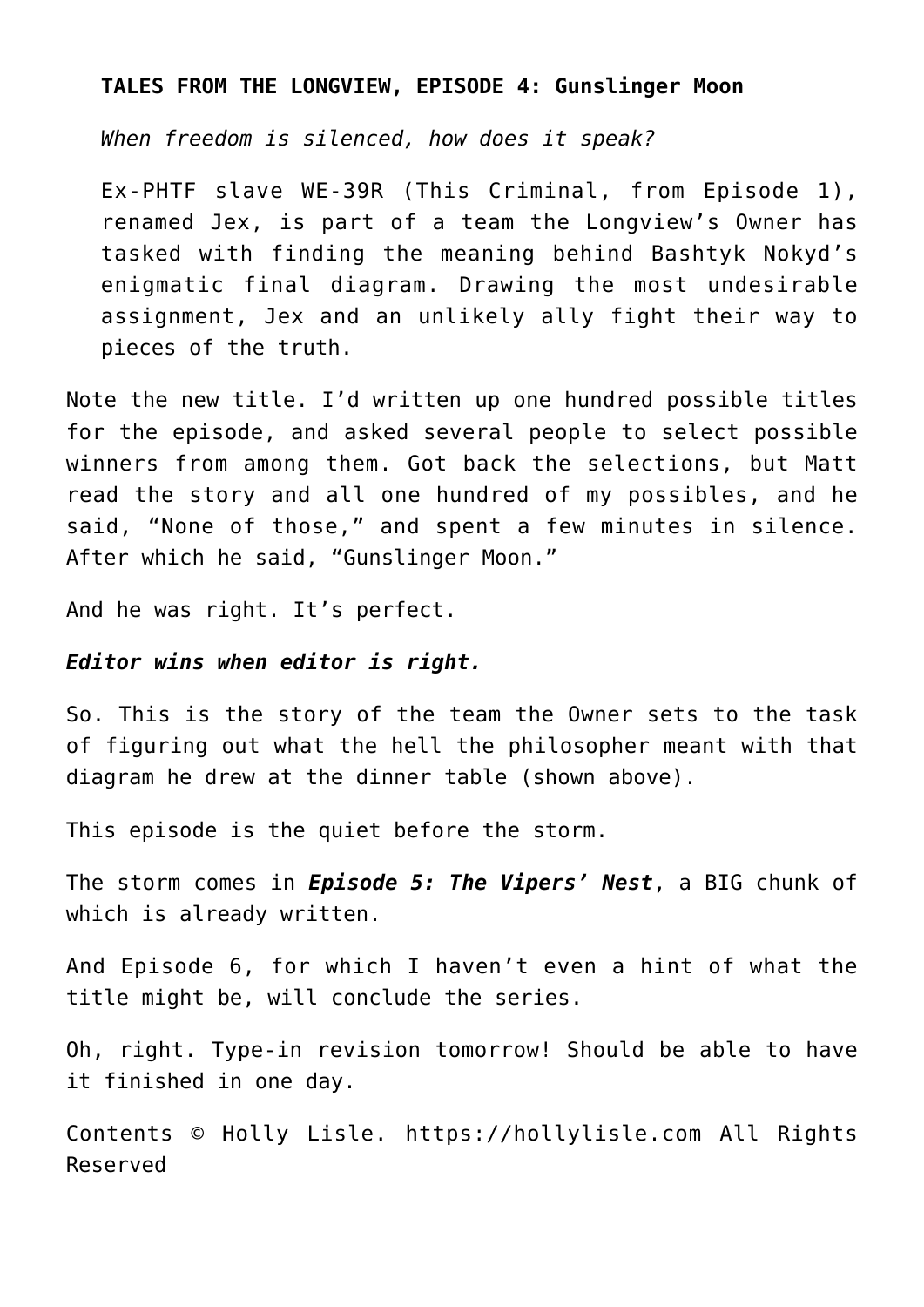**TALES FROM THE LONGVIEW, EPISODE 4: Gunslinger Moon**

> *When freedom is silenced, how does it speak?*
>
> Ex-PHTF slave WE-39R (This Criminal, from Episode 1), renamed Jex, is part of a team the Longview's Owner has tasked with finding the meaning behind Bashtyk Nokyd's enigmatic final diagram. Drawing the most undesirable assignment, Jex and an unlikely ally fight their way to pieces of the truth.

Note the new title. I'd written up one hundred possible titles for the episode, and asked several people to select possible winners from among them. Got back the selections, but Matt read the story and all one hundred of my possibles, and he said, "None of those," and spent a few minutes in silence. After which he said, "Gunslinger Moon."

And he was right. It's perfect.

***Editor wins when editor is right.***

So. This is the story of the team the Owner sets to the task of figuring out what the hell the philosopher meant with that diagram he drew at the dinner table (shown above).

This episode is the quiet before the storm.

The storm comes in ***Episode 5: The Vipers' Nest***, a BIG chunk of which is already written.

And Episode 6, for which I haven't even a hint of what the title might be, will conclude the series.

Oh, right. Type-in revision tomorrow! Should be able to have it finished in one day.

Contents © Holly Lisle. https://hollylisle.com All Rights Reserved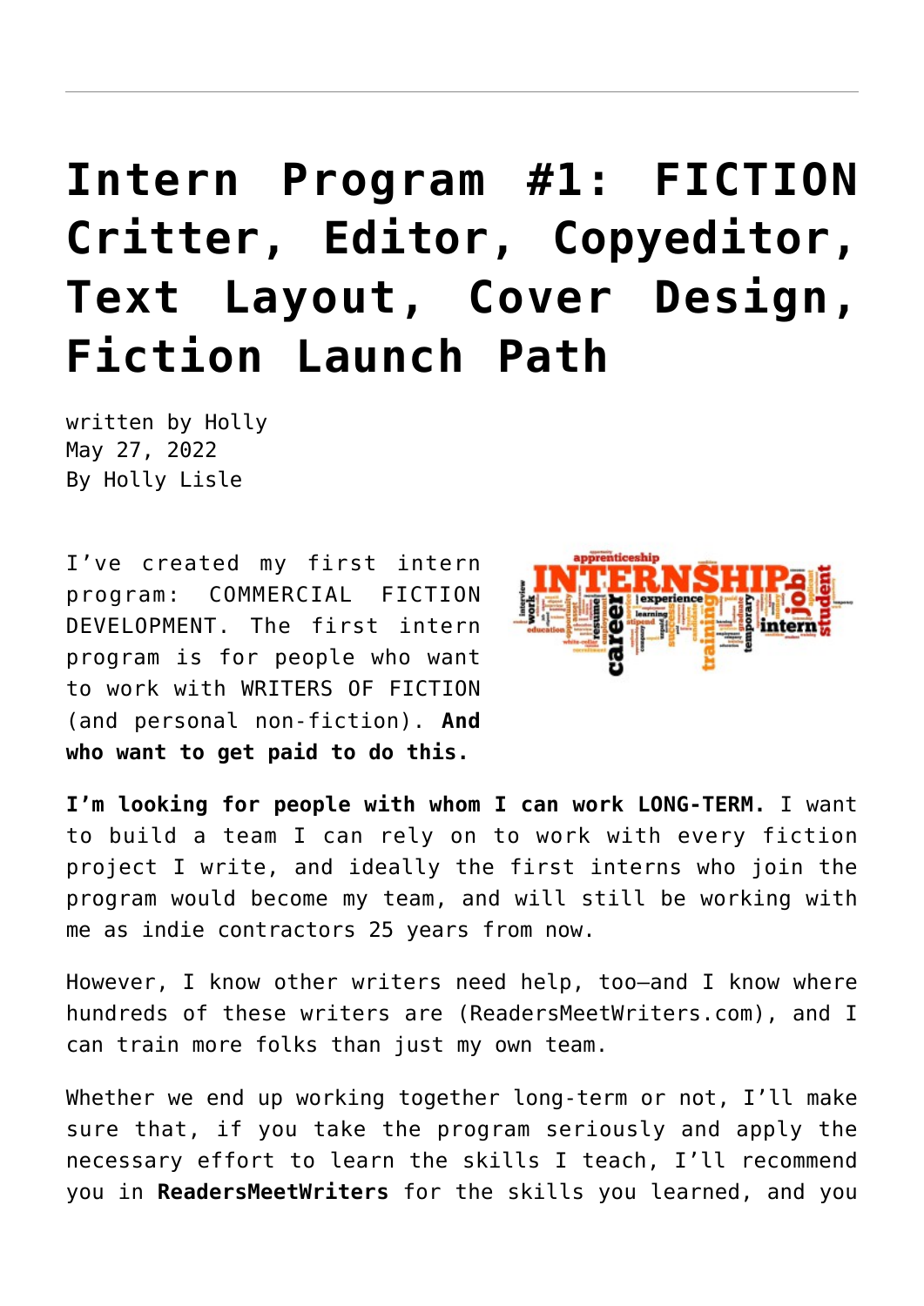# Intern Program #1: FICTION Critter, Editor, Copyeditor, Text Layout, Cover Design, Fiction Launch Path

written by Holly
May 27, 2022
By Holly Lisle

I've created my first intern program: COMMERCIAL FICTION DEVELOPMENT. The first intern program is for people who want to work with WRITERS OF FICTION (and personal non-fiction). **And who want to get paid to do this.**

**I'm looking for people with whom I can work LONG-TERM.** I want to build a team I can rely on to work with every fiction project I write, and ideally the first interns who join the program would become my team, and will still be working with me as indie contractors 25 years from now.

However, I know other writers need help, too—and I know where hundreds of these writers are (ReadersMeetWriters.com), and I can train more folks than just my own team.

Whether we end up working together long-term or not, I'll make sure that, if you take the program seriously and apply the necessary effort to learn the skills I teach, I'll recommend you in **ReadersMeetWriters** for the skills you learned, and you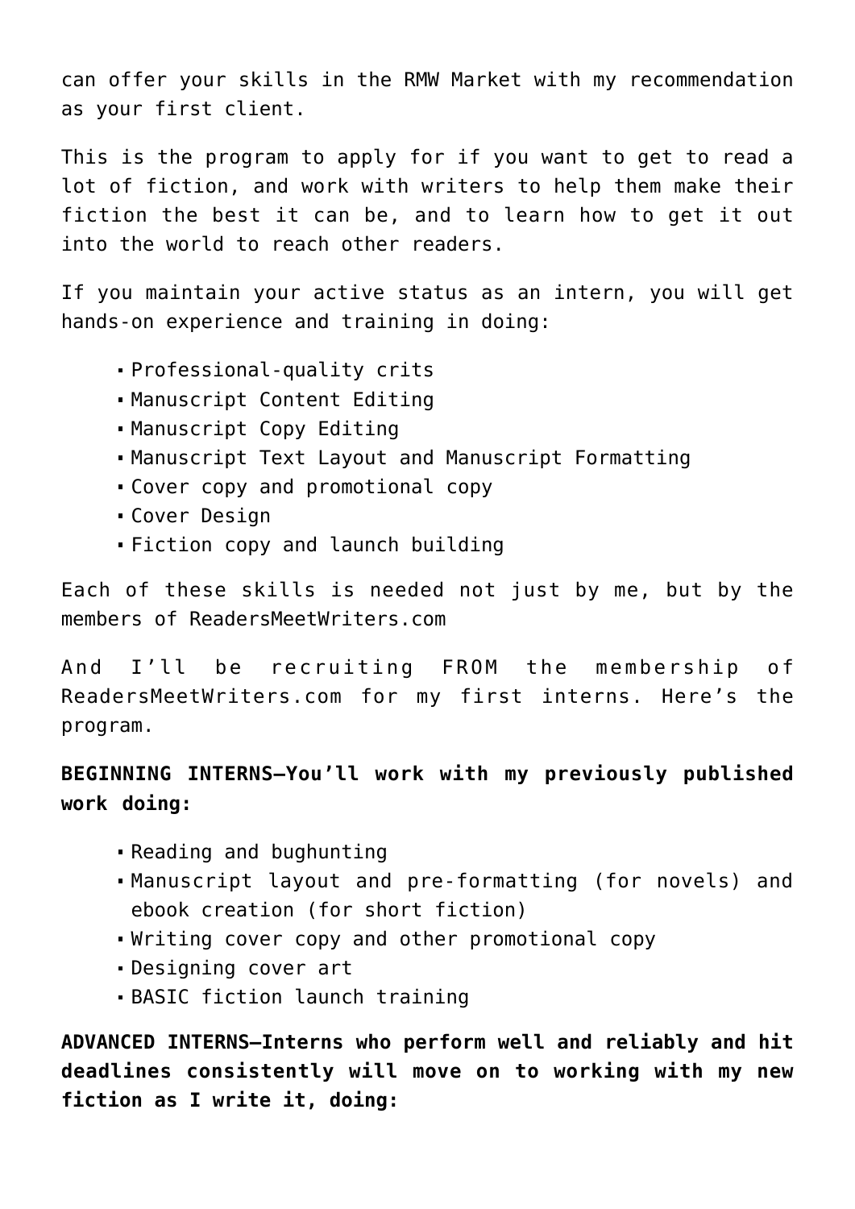can offer your skills in the RMW Market with my recommendation as your first client.

This is the program to apply for if you want to get to read a lot of fiction, and work with writers to help them make their fiction the best it can be, and to learn how to get it out into the world to reach other readers.

If you maintain your active status as an intern, you will get hands-on experience and training in doing:

- Professional-quality crits
- Manuscript Content Editing
- Manuscript Copy Editing
- Manuscript Text Layout and Manuscript Formatting
- Cover copy and promotional copy
- Cover Design
- Fiction copy and launch building

Each of these skills is needed not just by me, but by the members of ReadersMeetWriters.com

And I'll be recruiting FROM the membership of ReadersMeetWriters.com for my first interns. Here's the program.

**BEGINNING INTERNS—You'll work with my previously published work doing:**

- Reading and bughunting
- Manuscript layout and pre-formatting (for novels) and ebook creation (for short fiction)
- Writing cover copy and other promotional copy
- Designing cover art
- BASIC fiction launch training

**ADVANCED INTERNS—Interns who perform well and reliably and hit deadlines consistently will move on to working with my new fiction as I write it, doing:**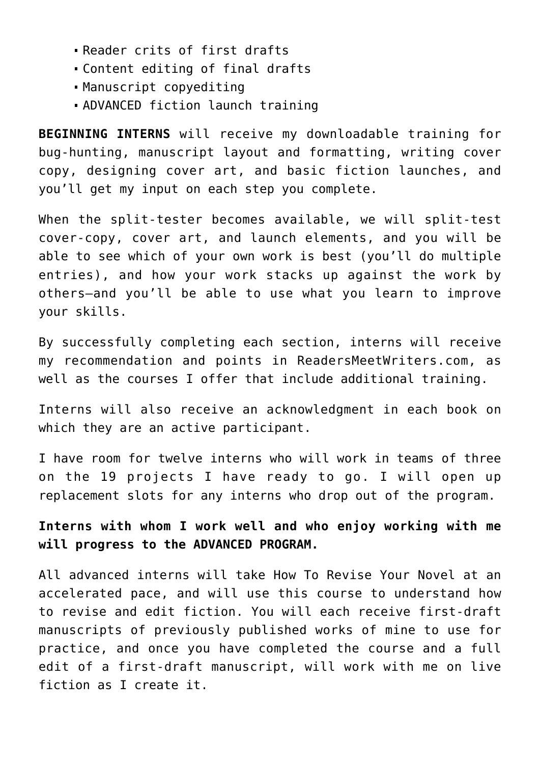- Reader crits of first drafts
- Content editing of final drafts
- Manuscript copyediting
- ADVANCED fiction launch training

**BEGINNING INTERNS** will receive my downloadable training for bug-hunting, manuscript layout and formatting, writing cover copy, designing cover art, and basic fiction launches, and you'll get my input on each step you complete.

When the split-tester becomes available, we will split-test cover-copy, cover art, and launch elements, and you will be able to see which of your own work is best (you'll do multiple entries), and how your work stacks up against the work by others—and you'll be able to use what you learn to improve your skills.

By successfully completing each section, interns will receive my recommendation and points in ReadersMeetWriters.com, as well as the courses I offer that include additional training.

Interns will also receive an acknowledgment in each book on which they are an active participant.

I have room for twelve interns who will work in teams of three on the 19 projects I have ready to go. I will open up replacement slots for any interns who drop out of the program.

**Interns with whom I work well and who enjoy working with me will progress to the ADVANCED PROGRAM.**

All advanced interns will take How To Revise Your Novel at an accelerated pace, and will use this course to understand how to revise and edit fiction. You will each receive first-draft manuscripts of previously published works of mine to use for practice, and once you have completed the course and a full edit of a first-draft manuscript, will work with me on live fiction as I create it.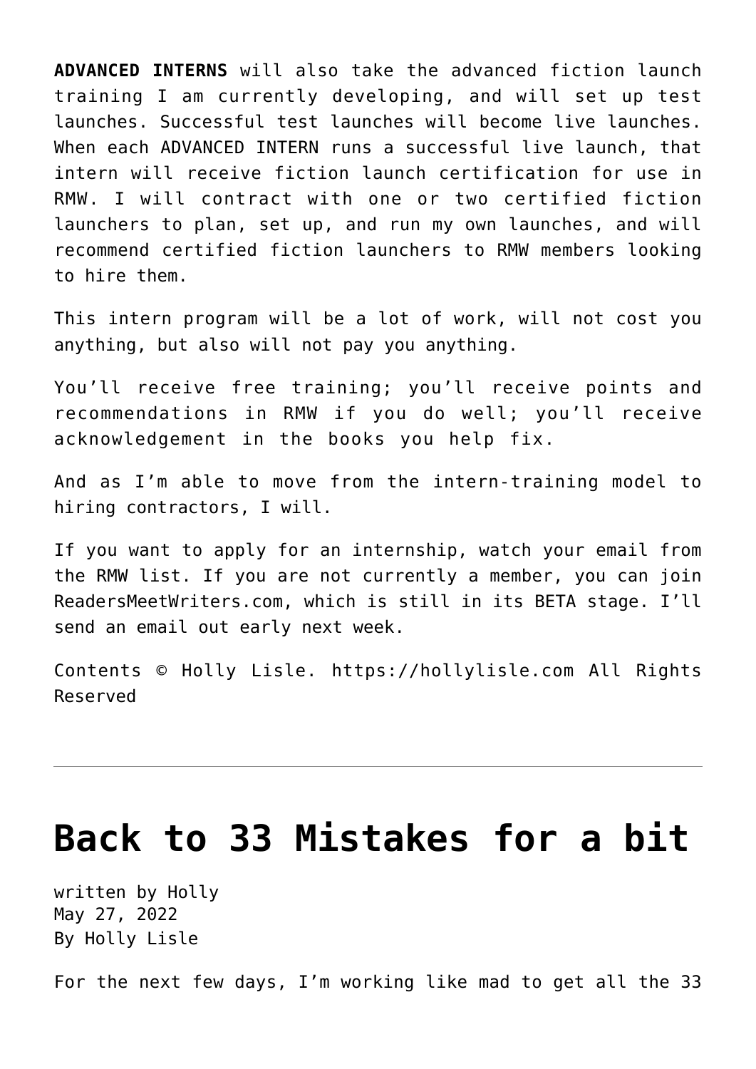**ADVANCED INTERNS** will also take the advanced fiction launch training I am currently developing, and will set up test launches. Successful test launches will become live launches. When each ADVANCED INTERN runs a successful live launch, that intern will receive fiction launch certification for use in RMW. I will contract with one or two certified fiction launchers to plan, set up, and run my own launches, and will recommend certified fiction launchers to RMW members looking to hire them.

This intern program will be a lot of work, will not cost you anything, but also will not pay you anything.

You'll receive free training; you'll receive points and recommendations in RMW if you do well; you'll receive acknowledgement in the books you help fix.

And as I'm able to move from the intern-training model to hiring contractors, I will.

If you want to apply for an internship, watch your email from the RMW list. If you are not currently a member, you can join ReadersMeetWriters.com, which is still in its BETA stage. I'll send an email out early next week.

Contents © Holly Lisle. https://hollylisle.com All Rights Reserved

---

# Back to 33 Mistakes for a bit

written by Holly
May 27, 2022
By Holly Lisle

For the next few days, I'm working like mad to get all the 33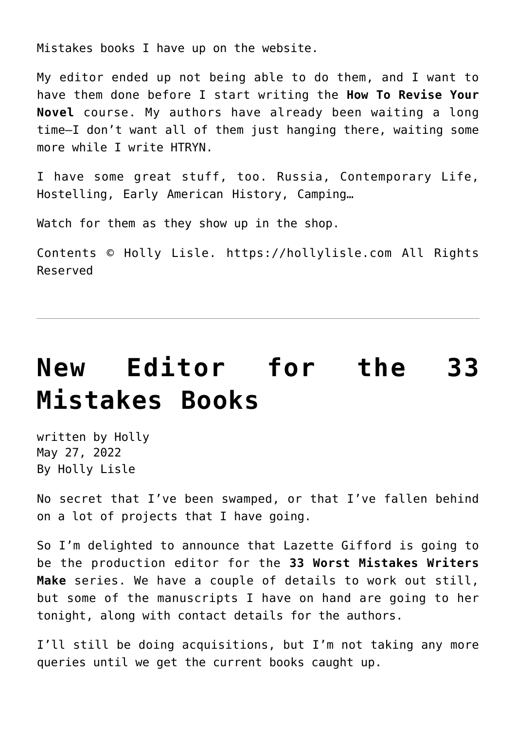Mistakes books I have up on the website.

My editor ended up not being able to do them, and I want to have them done before I start writing the **How To Revise Your Novel** course. My authors have already been waiting a long time—I don't want all of them just hanging there, waiting some more while I write HTRYN.

I have some great stuff, too. Russia, Contemporary Life, Hostelling, Early American History, Camping…

Watch for them as they show up in the shop.

Contents © Holly Lisle. https://hollylisle.com All Rights Reserved

---

# New Editor for the 33 Mistakes Books

written by Holly
May 27, 2022
By Holly Lisle

No secret that I've been swamped, or that I've fallen behind on a lot of projects that I have going.

So I'm delighted to announce that Lazette Gifford is going to be the production editor for the **33 Worst Mistakes Writers Make** series. We have a couple of details to work out still, but some of the manuscripts I have on hand are going to her tonight, along with contact details for the authors.

I'll still be doing acquisitions, but I'm not taking any more queries until we get the current books caught up.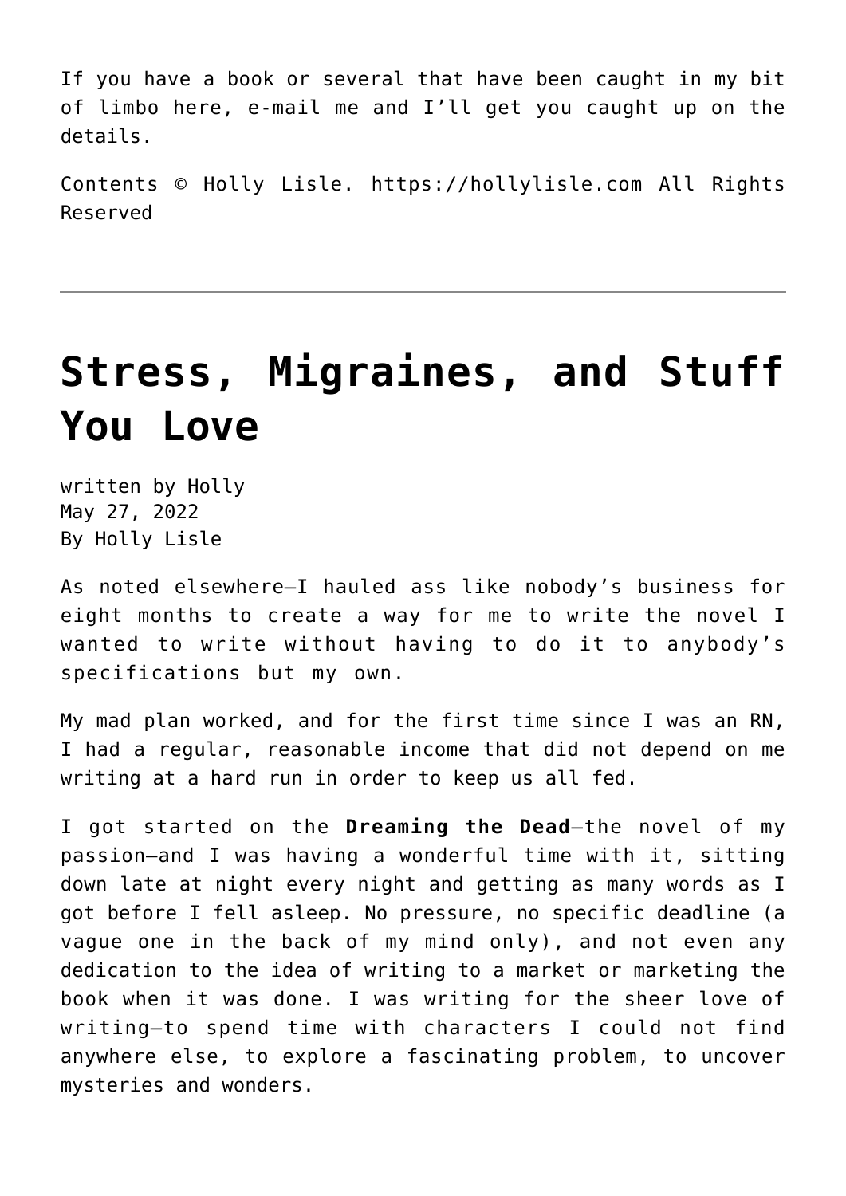If you have a book or several that have been caught in my bit of limbo here, e-mail me and I'll get you caught up on the details.

Contents © Holly Lisle. https://hollylisle.com All Rights Reserved

---

# Stress, Migraines, and Stuff You Love

written by Holly
May 27, 2022
By Holly Lisle

As noted elsewhere—I hauled ass like nobody's business for eight months to create a way for me to write the novel I wanted to write without having to do it to anybody's specifications but my own.

My mad plan worked, and for the first time since I was an RN, I had a regular, reasonable income that did not depend on me writing at a hard run in order to keep us all fed.

I got started on the **Dreaming the Dead**—the novel of my passion—and I was having a wonderful time with it, sitting down late at night every night and getting as many words as I got before I fell asleep. No pressure, no specific deadline (a vague one in the back of my mind only), and not even any dedication to the idea of writing to a market or marketing the book when it was done. I was writing for the sheer love of writing—to spend time with characters I could not find anywhere else, to explore a fascinating problem, to uncover mysteries and wonders.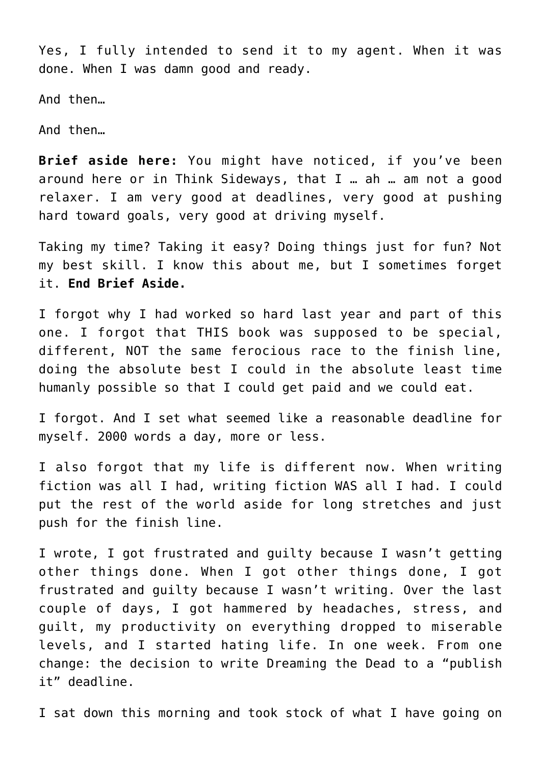Yes, I fully intended to send it to my agent. When it was done. When I was damn good and ready.

And then…

And then…

**Brief aside here:** You might have noticed, if you've been around here or in Think Sideways, that I … ah … am not a good relaxer. I am very good at deadlines, very good at pushing hard toward goals, very good at driving myself.

Taking my time? Taking it easy? Doing things just for fun? Not my best skill. I know this about me, but I sometimes forget it. **End Brief Aside.**

I forgot why I had worked so hard last year and part of this one. I forgot that THIS book was supposed to be special, different, NOT the same ferocious race to the finish line, doing the absolute best I could in the absolute least time humanly possible so that I could get paid and we could eat.

I forgot. And I set what seemed like a reasonable deadline for myself. 2000 words a day, more or less.

I also forgot that my life is different now. When writing fiction was all I had, writing fiction WAS all I had. I could put the rest of the world aside for long stretches and just push for the finish line.

I wrote, I got frustrated and guilty because I wasn't getting other things done. When I got other things done, I got frustrated and guilty because I wasn't writing. Over the last couple of days, I got hammered by headaches, stress, and guilt, my productivity on everything dropped to miserable levels, and I started hating life. In one week. From one change: the decision to write Dreaming the Dead to a "publish it" deadline.

I sat down this morning and took stock of what I have going on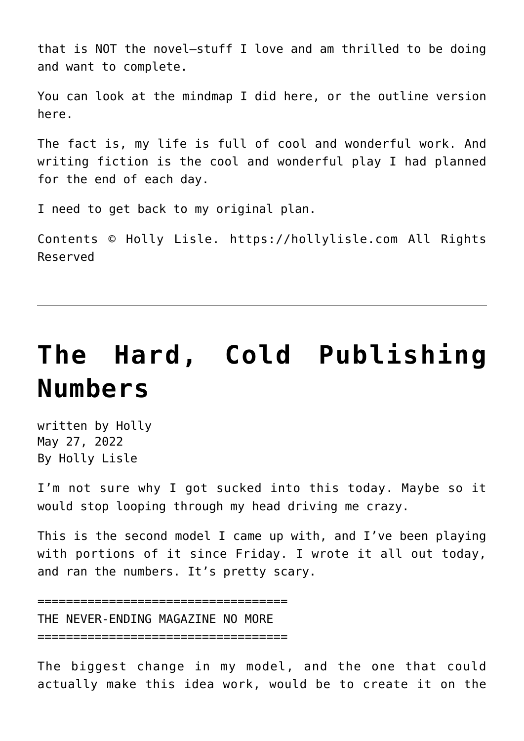that is NOT the novel—stuff I love and am thrilled to be doing and want to complete.

You can look at the mindmap I did here, or the outline version here.

The fact is, my life is full of cool and wonderful work. And writing fiction is the cool and wonderful play I had planned for the end of each day.

I need to get back to my original plan.

Contents © Holly Lisle. https://hollylisle.com All Rights Reserved

---

# The Hard, Cold Publishing Numbers

written by Holly
May 27, 2022
By Holly Lisle

I'm not sure why I got sucked into this today. Maybe so it would stop looping through my head driving me crazy.

This is the second model I came up with, and I've been playing with portions of it since Friday. I wrote it all out today, and ran the numbers. It's pretty scary.

===================================
THE NEVER-ENDING MAGAZINE NO MORE
===================================

The biggest change in my model, and the one that could actually make this idea work, would be to create it on the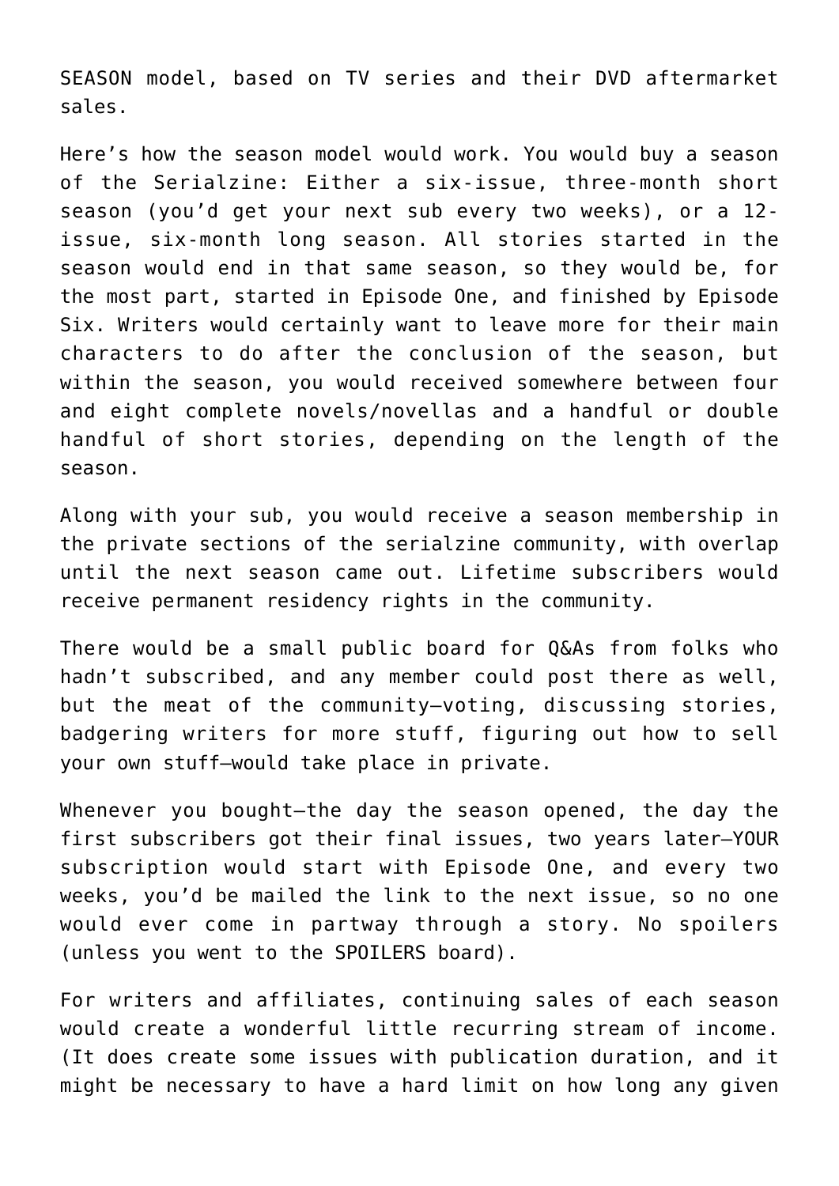SEASON model, based on TV series and their DVD aftermarket sales.

Here's how the season model would work. You would buy a season of the Serialzine: Either a six-issue, three-month short season (you'd get your next sub every two weeks), or a 12-issue, six-month long season. All stories started in the season would end in that same season, so they would be, for the most part, started in Episode One, and finished by Episode Six. Writers would certainly want to leave more for their main characters to do after the conclusion of the season, but within the season, you would received somewhere between four and eight complete novels/novellas and a handful or double handful of short stories, depending on the length of the season.

Along with your sub, you would receive a season membership in the private sections of the serialzine community, with overlap until the next season came out. Lifetime subscribers would receive permanent residency rights in the community.

There would be a small public board for Q&As from folks who hadn't subscribed, and any member could post there as well, but the meat of the community—voting, discussing stories, badgering writers for more stuff, figuring out how to sell your own stuff—would take place in private.

Whenever you bought—the day the season opened, the day the first subscribers got their final issues, two years later—YOUR subscription would start with Episode One, and every two weeks, you'd be mailed the link to the next issue, so no one would ever come in partway through a story. No spoilers (unless you went to the SPOILERS board).

For writers and affiliates, continuing sales of each season would create a wonderful little recurring stream of income. (It does create some issues with publication duration, and it might be necessary to have a hard limit on how long any given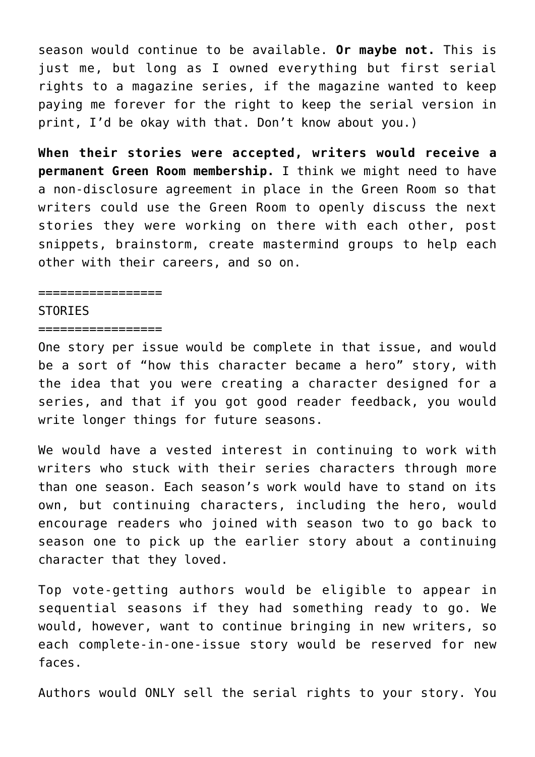season would continue to be available. **Or maybe not.** This is just me, but long as I owned everything but first serial rights to a magazine series, if the magazine wanted to keep paying me forever for the right to keep the serial version in print, I'd be okay with that. Don't know about you.)

**When their stories were accepted, writers would receive a permanent Green Room membership.** I think we might need to have a non-disclosure agreement in place in the Green Room so that writers could use the Green Room to openly discuss the next stories they were working on there with each other, post snippets, brainstorm, create mastermind groups to help each other with their careers, and so on.

=================
STORIES
=================

One story per issue would be complete in that issue, and would be a sort of "how this character became a hero" story, with the idea that you were creating a character designed for a series, and that if you got good reader feedback, you would write longer things for future seasons.

We would have a vested interest in continuing to work with writers who stuck with their series characters through more than one season. Each season's work would have to stand on its own, but continuing characters, including the hero, would encourage readers who joined with season two to go back to season one to pick up the earlier story about a continuing character that they loved.

Top vote-getting authors would be eligible to appear in sequential seasons if they had something ready to go. We would, however, want to continue bringing in new writers, so each complete-in-one-issue story would be reserved for new faces.

Authors would ONLY sell the serial rights to your story. You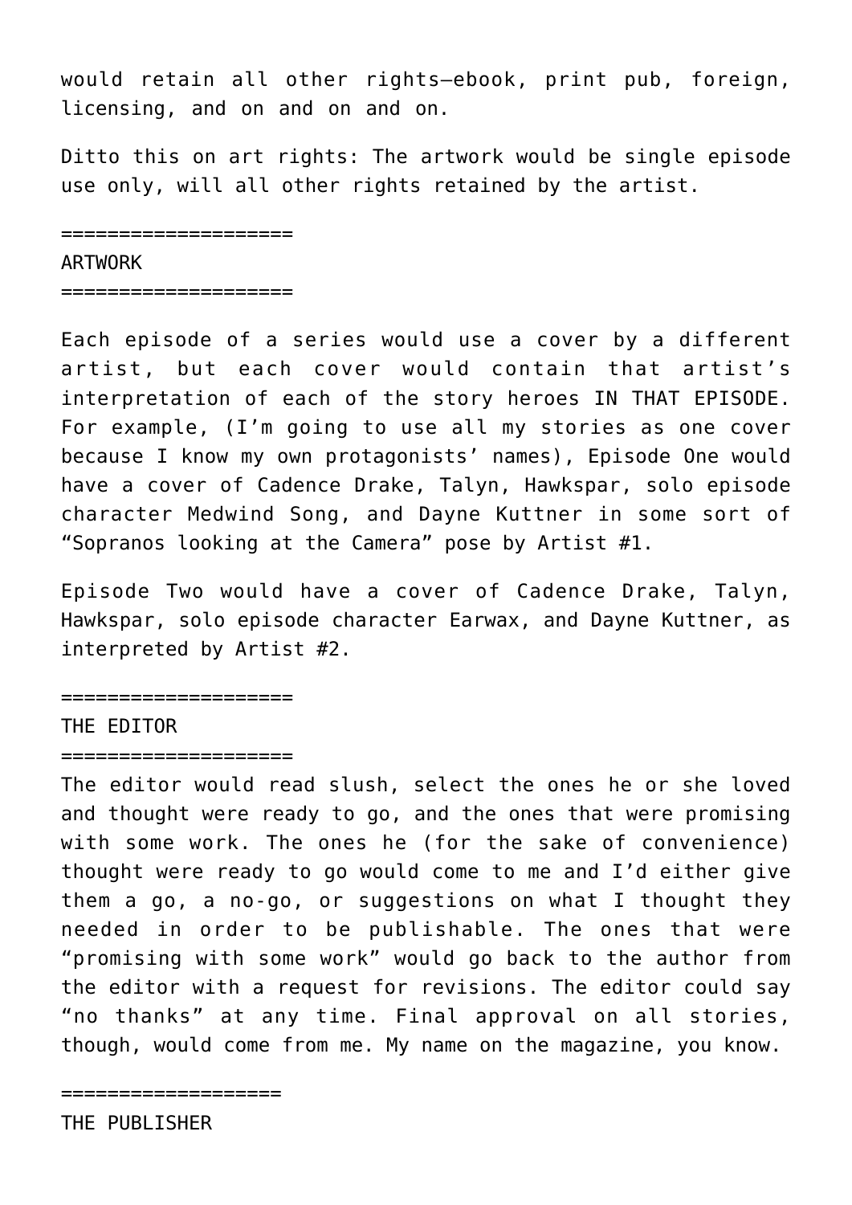would retain all other rights—ebook, print pub, foreign, licensing, and on and on and on.

Ditto this on art rights: The artwork would be single episode use only, will all other rights retained by the artist.

====================

ARTWORK

====================

Each episode of a series would use a cover by a different artist, but each cover would contain that artist's interpretation of each of the story heroes IN THAT EPISODE. For example, (I'm going to use all my stories as one cover because I know my own protagonists' names), Episode One would have a cover of Cadence Drake, Talyn, Hawkspar, solo episode character Medwind Song, and Dayne Kuttner in some sort of "Sopranos looking at the Camera" pose by Artist #1.

Episode Two would have a cover of Cadence Drake, Talyn, Hawkspar, solo episode character Earwax, and Dayne Kuttner, as interpreted by Artist #2.

====================

THE EDITOR

====================

The editor would read slush, select the ones he or she loved and thought were ready to go, and the ones that were promising with some work. The ones he (for the sake of convenience) thought were ready to go would come to me and I'd either give them a go, a no-go, or suggestions on what I thought they needed in order to be publishable. The ones that were "promising with some work" would go back to the author from the editor with a request for revisions. The editor could say "no thanks" at any time. Final approval on all stories, though, would come from me. My name on the magazine, you know.

===================

THE PUBLISHER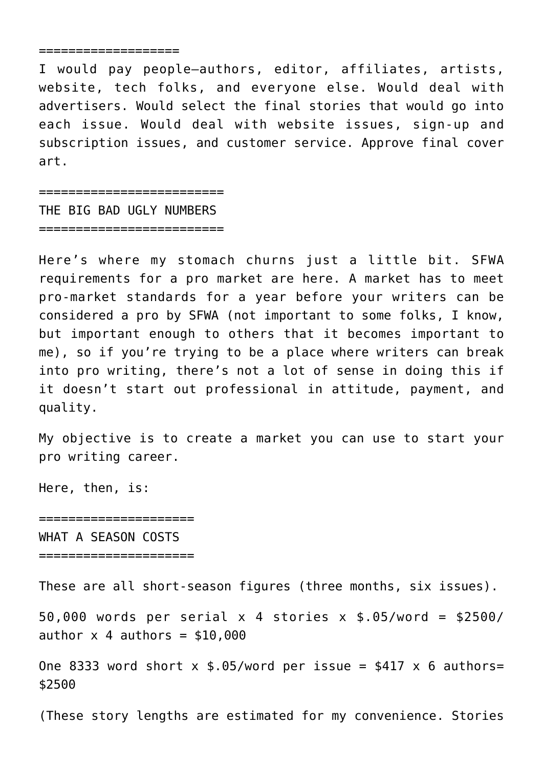===================

I would pay people—authors, editor, affiliates, artists, website, tech folks, and everyone else. Would deal with advertisers. Would select the final stories that would go into each issue. Would deal with website issues, sign-up and subscription issues, and customer service. Approve final cover art.

=========================

THE BIG BAD UGLY NUMBERS

=========================

Here's where my stomach churns just a little bit. SFWA requirements for a pro market are here. A market has to meet pro-market standards for a year before your writers can be considered a pro by SFWA (not important to some folks, I know, but important enough to others that it becomes important to me), so if you're trying to be a place where writers can break into pro writing, there's not a lot of sense in doing this if it doesn't start out professional in attitude, payment, and quality.

My objective is to create a market you can use to start your pro writing career.

Here, then, is:

=====================

WHAT A SEASON COSTS

=====================

These are all short-season figures (three months, six issues).

50,000 words per serial x 4 stories x $.05/word = $2500/author x 4 authors = $10,000

One 8333 word short x $.05/word per issue = $417 x 6 authors= $2500

(These story lengths are estimated for my convenience. Stories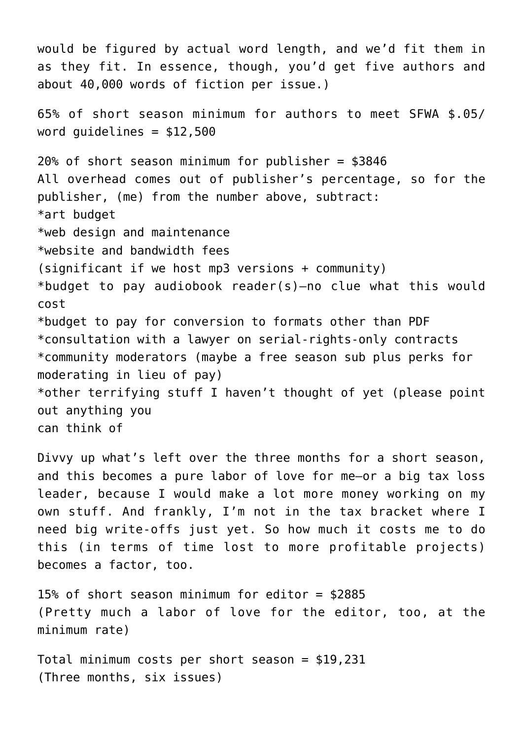would be figured by actual word length, and we'd fit them in as they fit. In essence, though, you'd get five authors and about 40,000 words of fiction per issue.)

65% of short season minimum for authors to meet SFWA $.05/word guidelines = $12,500

20% of short season minimum for publisher = $3846
All overhead comes out of publisher's percentage, so for the publisher, (me) from the number above, subtract:
*art budget
*web design and maintenance
*website and bandwidth fees
(significant if we host mp3 versions + community)
*budget to pay audiobook reader(s)—no clue what this would cost
*budget to pay for conversion to formats other than PDF
*consultation with a lawyer on serial-rights-only contracts
*community moderators (maybe a free season sub plus perks for moderating in lieu of pay)
*other terrifying stuff I haven't thought of yet (please point out anything you
can think of

Divvy up what's left over the three months for a short season, and this becomes a pure labor of love for me—or a big tax loss leader, because I would make a lot more money working on my own stuff. And frankly, I'm not in the tax bracket where I need big write-offs just yet. So how much it costs me to do this (in terms of time lost to more profitable projects) becomes a factor, too.

15% of short season minimum for editor = $2885
(Pretty much a labor of love for the editor, too, at the minimum rate)

Total minimum costs per short season = $19,231
(Three months, six issues)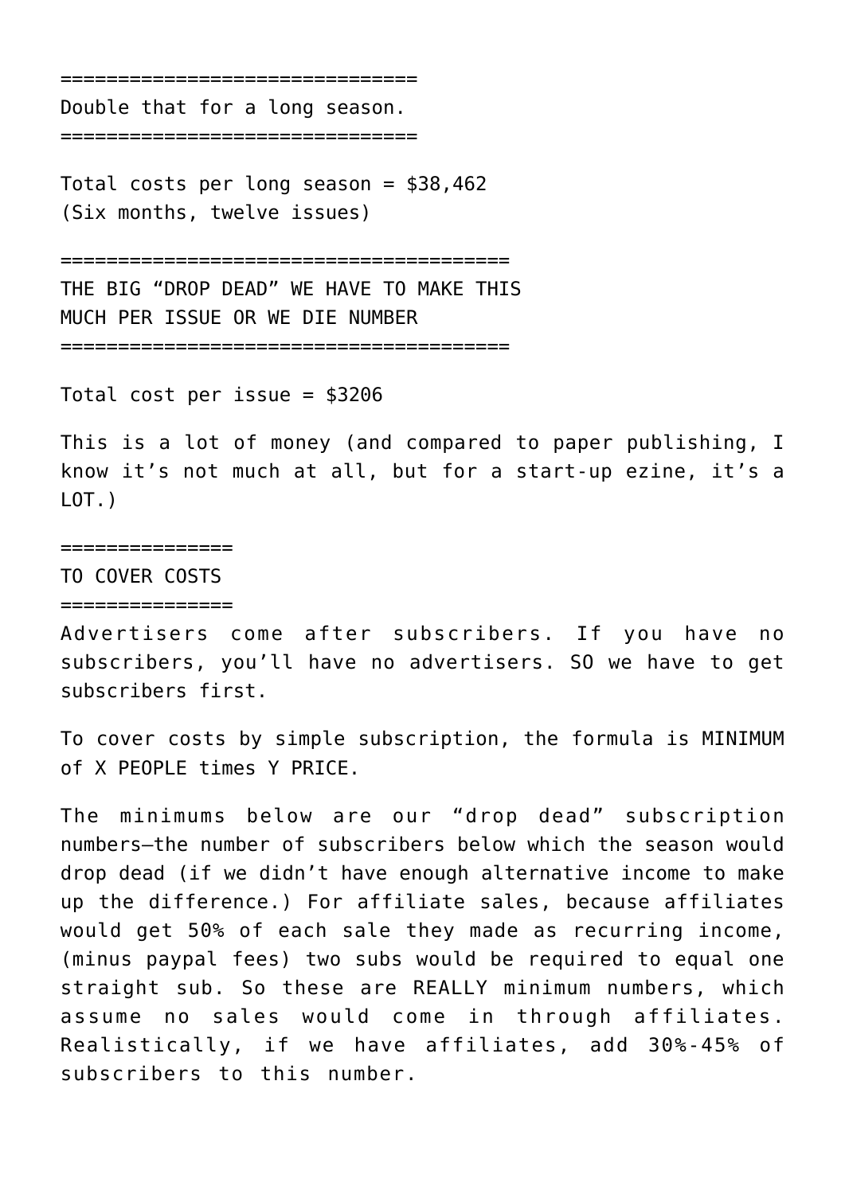===============================

Double that for a long season.

===============================

Total costs per long season = $38,462
(Six months, twelve issues)

=======================================

THE BIG “DROP DEAD” WE HAVE TO MAKE THIS MUCH PER ISSUE OR WE DIE NUMBER

=======================================

Total cost per issue = $3206

This is a lot of money (and compared to paper publishing, I know it’s not much at all, but for a start-up ezine, it’s a LOT.)

===============

TO COVER COSTS

===============

Advertisers come after subscribers. If you have no subscribers, you’ll have no advertisers. SO we have to get subscribers first.

To cover costs by simple subscription, the formula is MINIMUM of X PEOPLE times Y PRICE.

The minimums below are our “drop dead” subscription numbers—the number of subscribers below which the season would drop dead (if we didn’t have enough alternative income to make up the difference.) For affiliate sales, because affiliates would get 50% of each sale they made as recurring income, (minus paypal fees) two subs would be required to equal one straight sub. So these are REALLY minimum numbers, which assume no sales would come in through affiliates. Realistically, if we have affiliates, add 30%-45% of subscribers to this number.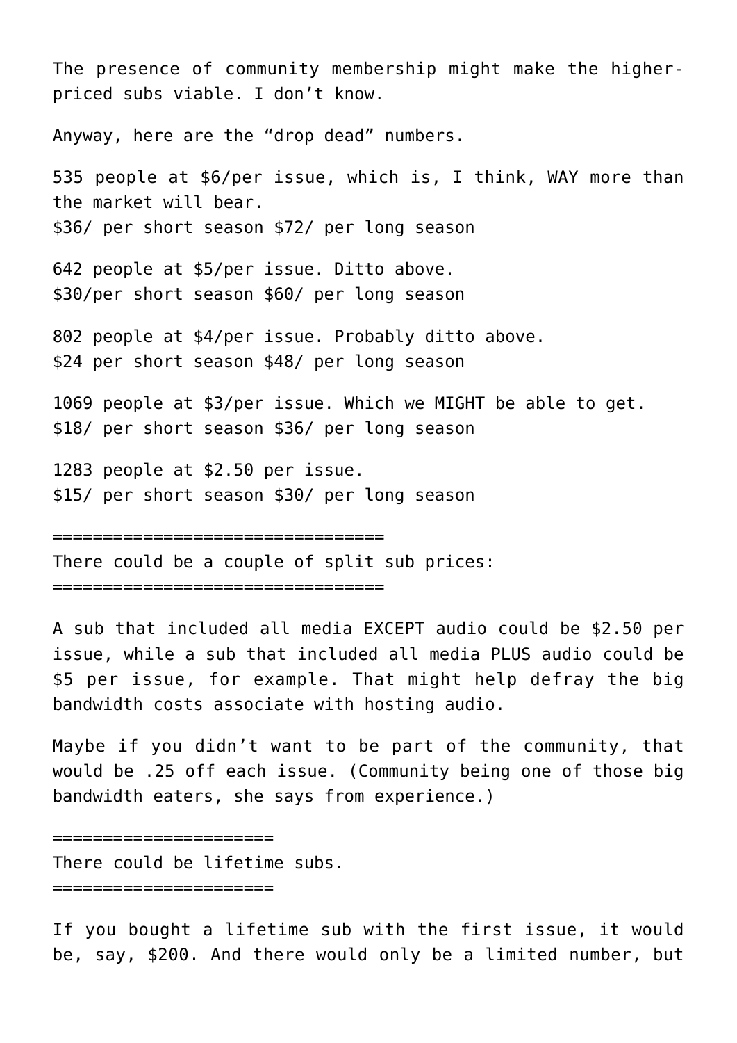The presence of community membership might make the higher-priced subs viable. I don’t know.

Anyway, here are the “drop dead” numbers.

535 people at $6/per issue, which is, I think, WAY more than the market will bear.
$36/ per short season $72/ per long season

642 people at $5/per issue. Ditto above.
$30/per short season $60/ per long season

802 people at $4/per issue. Probably ditto above.
$24 per short season $48/ per long season

1069 people at $3/per issue. Which we MIGHT be able to get.
$18/ per short season $36/ per long season

1283 people at $2.50 per issue.
$15/ per short season $30/ per long season

=================================
There could be a couple of split sub prices:
=================================

A sub that included all media EXCEPT audio could be $2.50 per issue, while a sub that included all media PLUS audio could be $5 per issue, for example. That might help defray the big bandwidth costs associate with hosting audio.

Maybe if you didn’t want to be part of the community, that would be .25 off each issue. (Community being one of those big bandwidth eaters, she says from experience.)

======================
There could be lifetime subs.
======================

If you bought a lifetime sub with the first issue, it would be, say, $200. And there would only be a limited number, but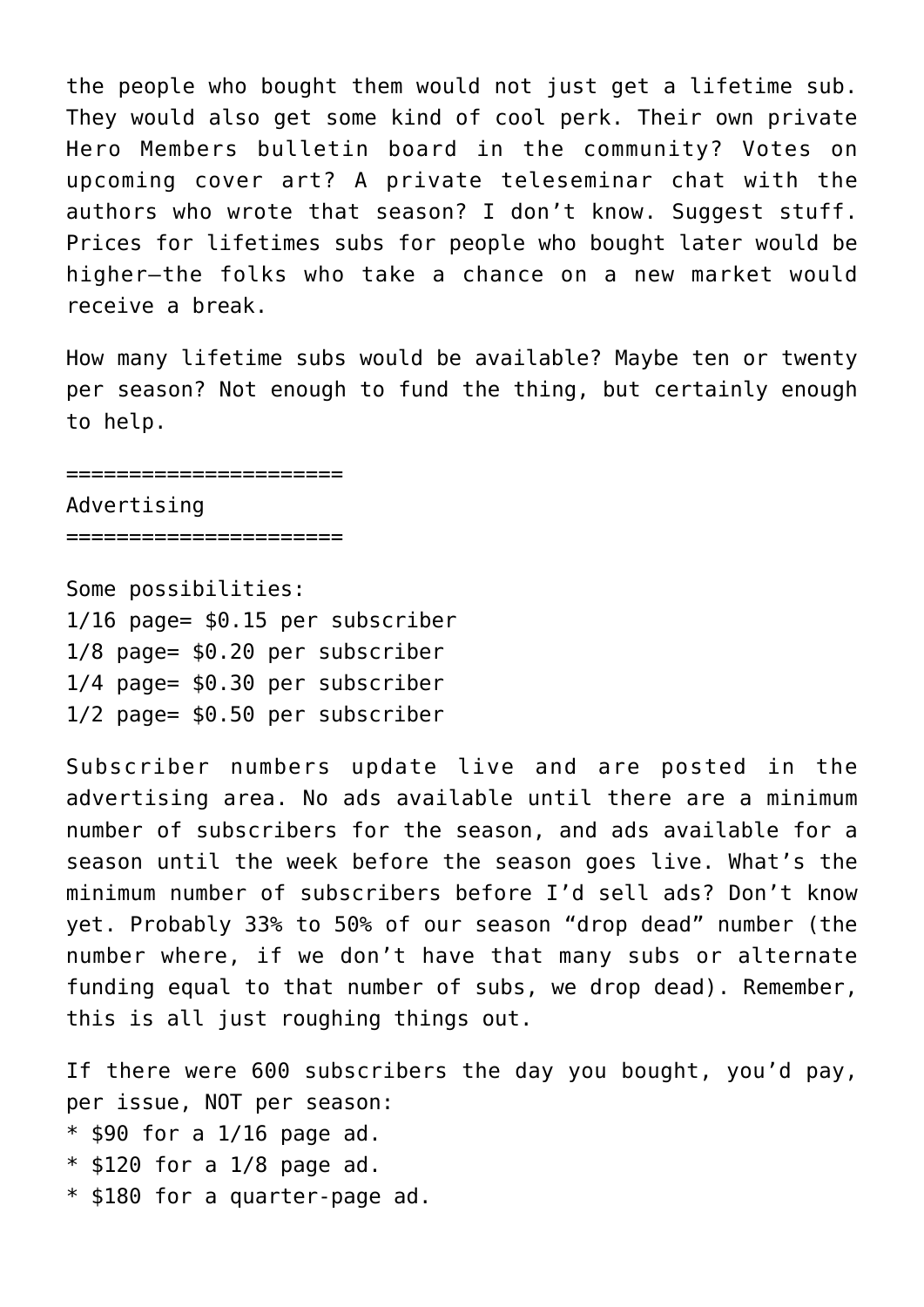the people who bought them would not just get a lifetime sub. They would also get some kind of cool perk. Their own private Hero Members bulletin board in the community? Votes on upcoming cover art? A private teleseminar chat with the authors who wrote that season? I don't know. Suggest stuff. Prices for lifetimes subs for people who bought later would be higher—the folks who take a chance on a new market would receive a break.

How many lifetime subs would be available? Maybe ten or twenty per season? Not enough to fund the thing, but certainly enough to help.

======================
Advertising
======================

Some possibilities:
1/16 page= $0.15 per subscriber
1/8 page= $0.20 per subscriber
1/4 page= $0.30 per subscriber
1/2 page= $0.50 per subscriber

Subscriber numbers update live and are posted in the advertising area. No ads available until there are a minimum number of subscribers for the season, and ads available for a season until the week before the season goes live. What's the minimum number of subscribers before I'd sell ads? Don't know yet. Probably 33% to 50% of our season "drop dead" number (the number where, if we don't have that many subs or alternate funding equal to that number of subs, we drop dead). Remember, this is all just roughing things out.

If there were 600 subscribers the day you bought, you'd pay, per issue, NOT per season:

* $90 for a 1/16 page ad.
* $120 for a 1/8 page ad.
* $180 for a quarter-page ad.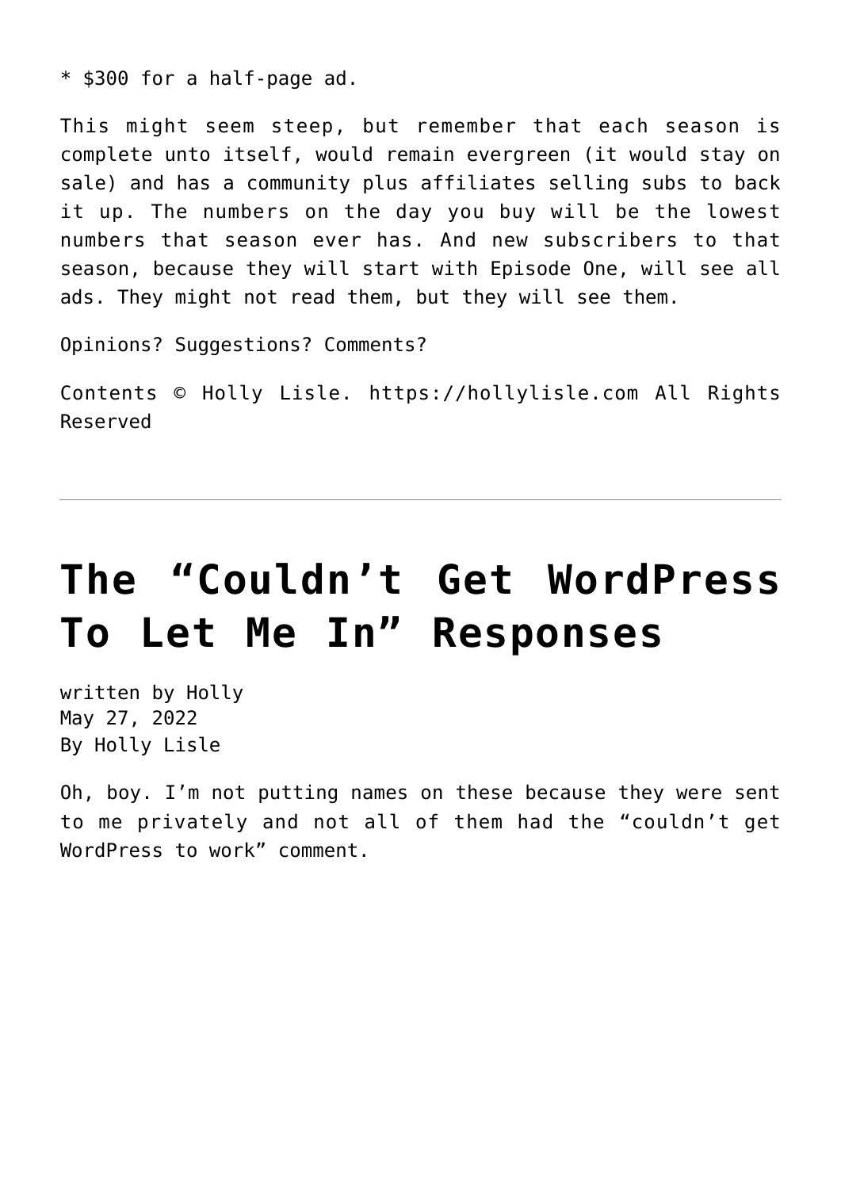* $300 for a half-page ad.

This might seem steep, but remember that each season is complete unto itself, would remain evergreen (it would stay on sale) and has a community plus affiliates selling subs to back it up. The numbers on the day you buy will be the lowest numbers that season ever has. And new subscribers to that season, because they will start with Episode One, will see all ads. They might not read them, but they will see them.

Opinions? Suggestions? Comments?

Contents © Holly Lisle. https://hollylisle.com All Rights Reserved

---

# The "Couldn't Get WordPress To Let Me In" Responses

written by Holly
May 27, 2022
By Holly Lisle

Oh, boy. I'm not putting names on these because they were sent to me privately and not all of them had the "couldn't get WordPress to work" comment.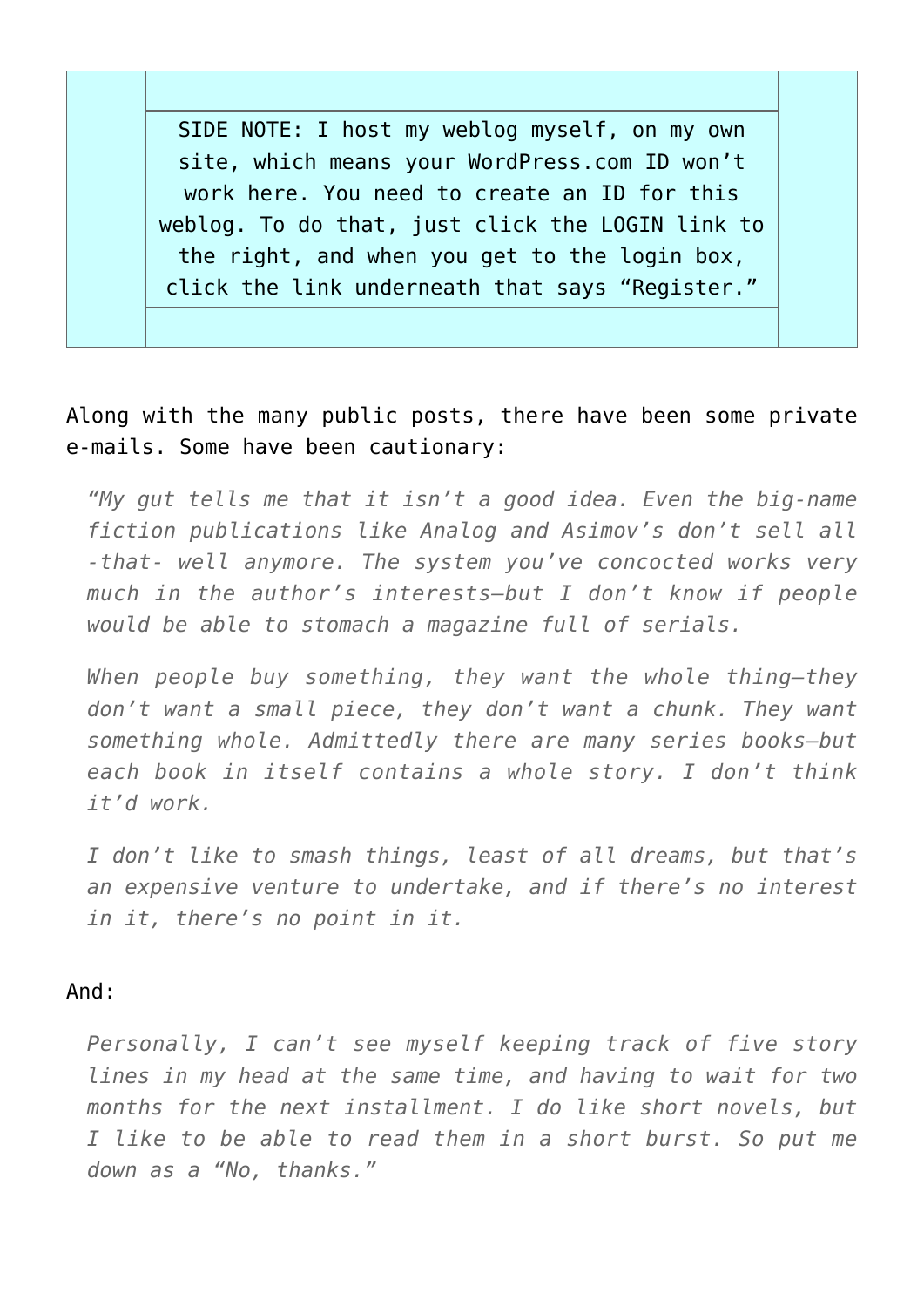> SIDE NOTE: I host my weblog myself, on my own site, which means your WordPress.com ID won't work here. You need to create an ID for this weblog. To do that, just click the LOGIN link to the right, and when you get to the login box, click the link underneath that says "Register."

Along with the many public posts, there have been some private e-mails. Some have been cautionary:

> *"My gut tells me that it isn't a good idea. Even the big-name fiction publications like Analog and Asimov's don't sell all -that- well anymore. The system you've concocted works very much in the author's interests—but I don't know if people would be able to stomach a magazine full of serials.*
>
> *When people buy something, they want the whole thing—they don't want a small piece, they don't want a chunk. They want something whole. Admittedly there are many series books—but each book in itself contains a whole story. I don't think it'd work.*
>
> *I don't like to smash things, least of all dreams, but that's an expensive venture to undertake, and if there's no interest in it, there's no point in it.*

And:

> *Personally, I can't see myself keeping track of five story lines in my head at the same time, and having to wait for two months for the next installment. I do like short novels, but I like to be able to read them in a short burst. So put me down as a "No, thanks."*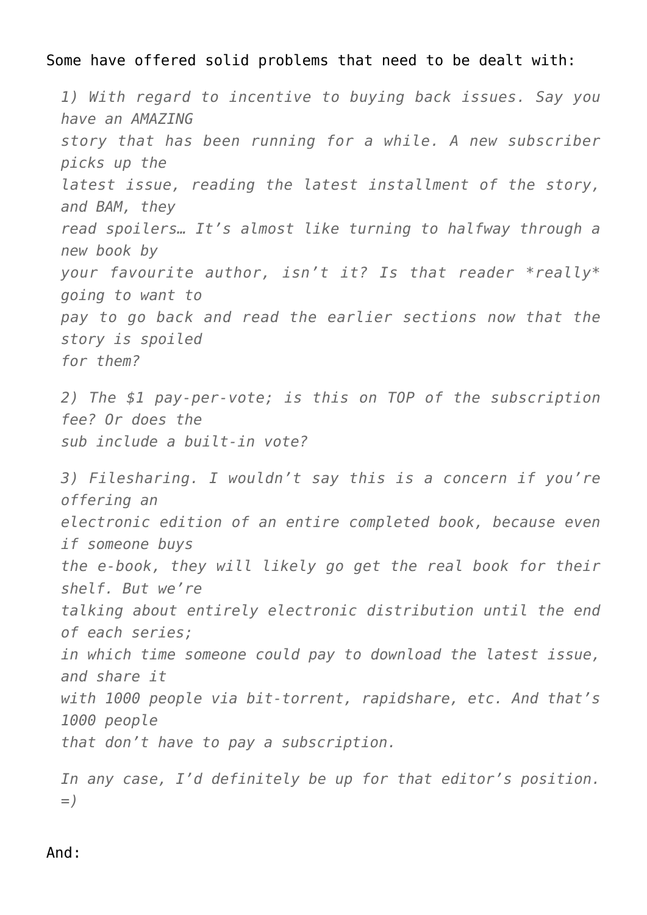Some have offered solid problems that need to be dealt with:

> *1) With regard to incentive to buying back issues. Say you have an AMAZING story that has been running for a while. A new subscriber picks up the latest issue, reading the latest installment of the story, and BAM, they read spoilers… It's almost like turning to halfway through a new book by your favourite author, isn't it? Is that reader *really* going to want to pay to go back and read the earlier sections now that the story is spoiled for them?*
>
> *2) The $1 pay-per-vote; is this on TOP of the subscription fee? Or does the sub include a built-in vote?*
>
> *3) Filesharing. I wouldn't say this is a concern if you're offering an electronic edition of an entire completed book, because even if someone buys the e-book, they will likely go get the real book for their shelf. But we're talking about entirely electronic distribution until the end of each series; in which time someone could pay to download the latest issue, and share it with 1000 people via bit-torrent, rapidshare, etc. And that's 1000 people that don't have to pay a subscription.*
>
> *In any case, I'd definitely be up for that editor's position. =)*

And: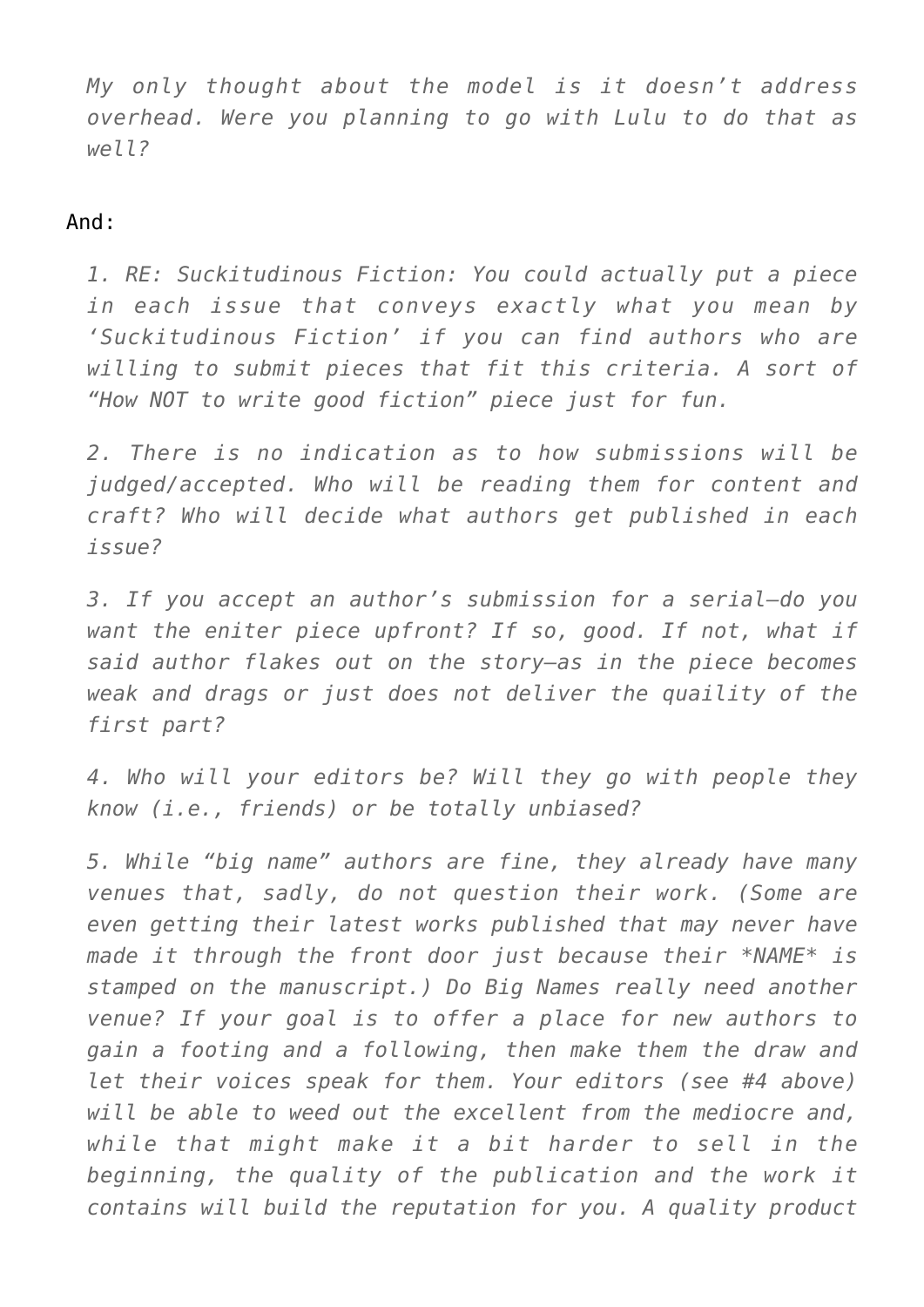> *My only thought about the model is it doesn't address overhead. Were you planning to go with Lulu to do that as well?*

And:

> *1. RE: Suckitudinous Fiction: You could actually put a piece in each issue that conveys exactly what you mean by 'Suckitudinous Fiction' if you can find authors who are willing to submit pieces that fit this criteria. A sort of "How NOT to write good fiction" piece just for fun.*
>
> *2. There is no indication as to how submissions will be judged/accepted. Who will be reading them for content and craft? Who will decide what authors get published in each issue?*
>
> *3. If you accept an author's submission for a serial—do you want the eniter piece upfront? If so, good. If not, what if said author flakes out on the story—as in the piece becomes weak and drags or just does not deliver the quaility of the first part?*
>
> *4. Who will your editors be? Will they go with people they know (i.e., friends) or be totally unbiased?*
>
> *5. While "big name" authors are fine, they already have many venues that, sadly, do not question their work. (Some are even getting their latest works published that may never have made it through the front door just because their *NAME* is stamped on the manuscript.) Do Big Names really need another venue? If your goal is to offer a place for new authors to gain a footing and a following, then make them the draw and let their voices speak for them. Your editors (see #4 above) will be able to weed out the excellent from the mediocre and, while that might make it a bit harder to sell in the beginning, the quality of the publication and the work it contains will build the reputation for you. A quality product*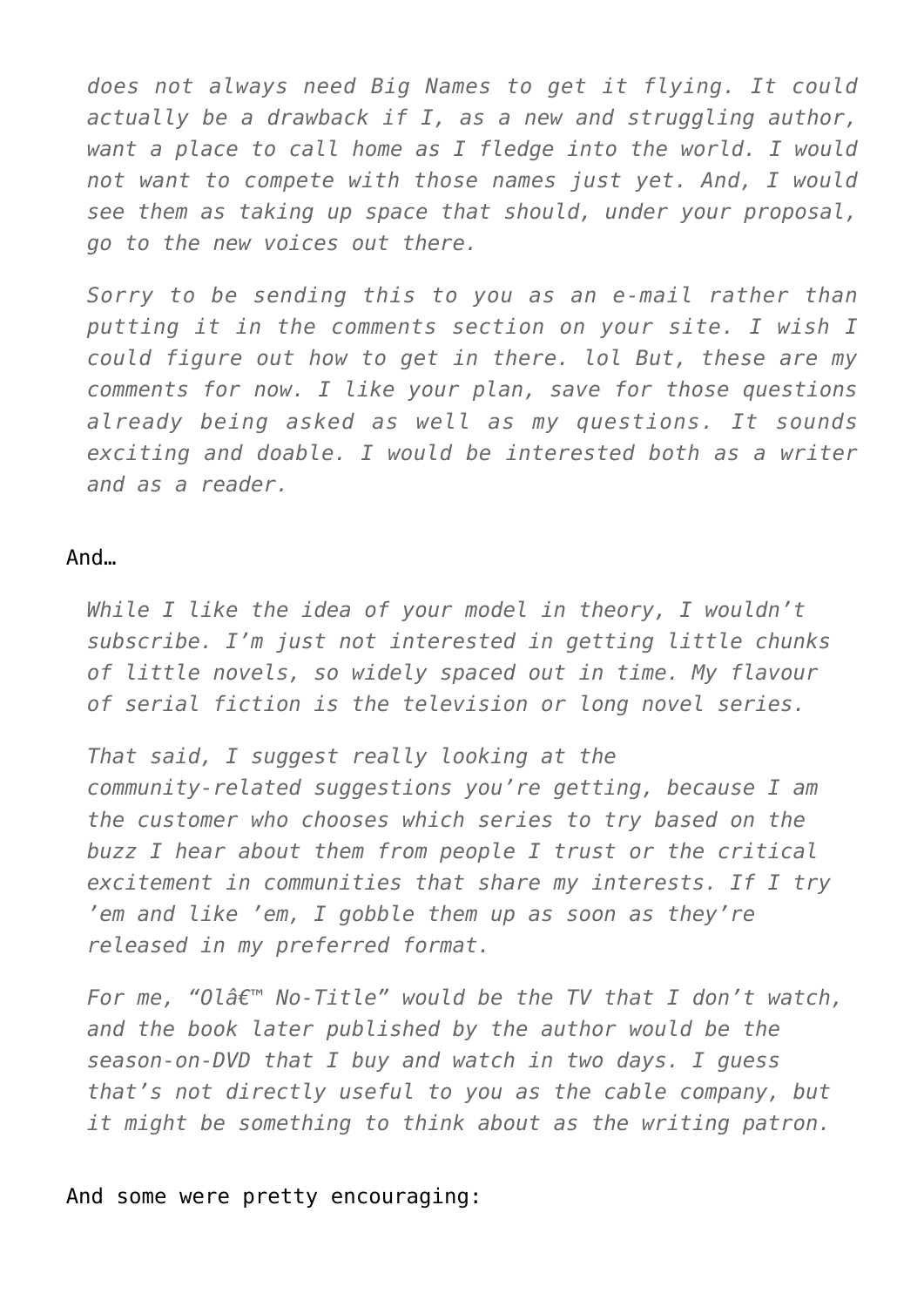> *does not always need Big Names to get it flying. It could actually be a drawback if I, as a new and struggling author, want a place to call home as I fledge into the world. I would not want to compete with those names just yet. And, I would see them as taking up space that should, under your proposal, go to the new voices out there.*
>
> *Sorry to be sending this to you as an e-mail rather than putting it in the comments section on your site. I wish I could figure out how to get in there. lol But, these are my comments for now. I like your plan, save for those questions already being asked as well as my questions. It sounds exciting and doable. I would be interested both as a writer and as a reader.*

And…

> *While I like the idea of your model in theory, I wouldn't subscribe. I'm just not interested in getting little chunks of little novels, so widely spaced out in time. My flavour of serial fiction is the television or long novel series.*
>
> *That said, I suggest really looking at the community-related suggestions you're getting, because I am the customer who chooses which series to try based on the buzz I hear about them from people I trust or the critical excitement in communities that share my interests. If I try 'em and like 'em, I gobble them up as soon as they're released in my preferred format.*
>
> *For me, "Olâ€™ No-Title" would be the TV that I don't watch, and the book later published by the author would be the season-on-DVD that I buy and watch in two days. I guess that's not directly useful to you as the cable company, but it might be something to think about as the writing patron.*

And some were pretty encouraging: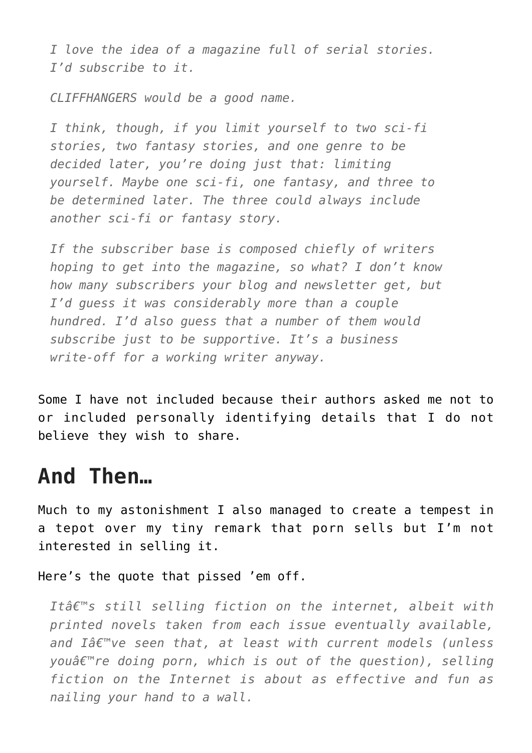> *I love the idea of a magazine full of serial stories. I'd subscribe to it.*
>
> *CLIFFHANGERS would be a good name.*
>
> *I think, though, if you limit yourself to two sci-fi stories, two fantasy stories, and one genre to be decided later, you're doing just that: limiting yourself. Maybe one sci-fi, one fantasy, and three to be determined later. The three could always include another sci-fi or fantasy story.*
>
> *If the subscriber base is composed chiefly of writers hoping to get into the magazine, so what? I don't know how many subscribers your blog and newsletter get, but I'd guess it was considerably more than a couple hundred. I'd also guess that a number of them would subscribe just to be supportive. It's a business write-off for a working writer anyway.*

Some I have not included because their authors asked me not to or included personally identifying details that I do not believe they wish to share.

## And Then…

Much to my astonishment I also managed to create a tempest in a tepot over my tiny remark that porn sells but I'm not interested in selling it.

Here's the quote that pissed 'em off.

> *Itâ€™s still selling fiction on the internet, albeit with printed novels taken from each issue eventually available, and Iâ€™ve seen that, at least with current models (unless youâ€™re doing porn, which is out of the question), selling fiction on the Internet is about as effective and fun as nailing your hand to a wall.*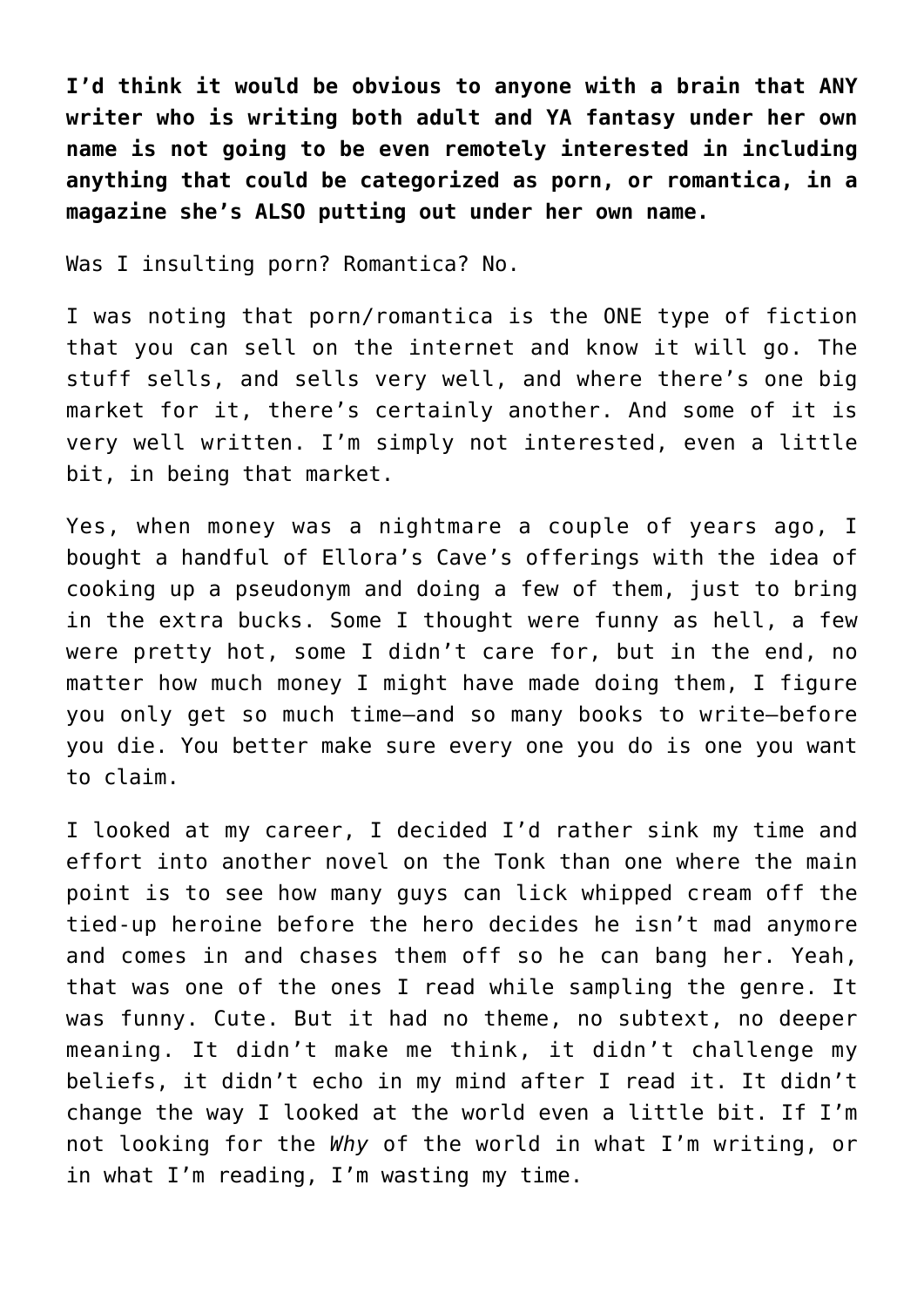**I'd think it would be obvious to anyone with a brain that ANY writer who is writing both adult and YA fantasy under her own name is not going to be even remotely interested in including anything that could be categorized as porn, or romantica, in a magazine she's ALSO putting out under her own name.**

Was I insulting porn? Romantica? No.

I was noting that porn/romantica is the ONE type of fiction that you can sell on the internet and know it will go. The stuff sells, and sells very well, and where there's one big market for it, there's certainly another. And some of it is very well written. I'm simply not interested, even a little bit, in being that market.

Yes, when money was a nightmare a couple of years ago, I bought a handful of Ellora's Cave's offerings with the idea of cooking up a pseudonym and doing a few of them, just to bring in the extra bucks. Some I thought were funny as hell, a few were pretty hot, some I didn't care for, but in the end, no matter how much money I might have made doing them, I figure you only get so much time—and so many books to write—before you die. You better make sure every one you do is one you want to claim.

I looked at my career, I decided I'd rather sink my time and effort into another novel on the Tonk than one where the main point is to see how many guys can lick whipped cream off the tied-up heroine before the hero decides he isn't mad anymore and comes in and chases them off so he can bang her. Yeah, that was one of the ones I read while sampling the genre. It was funny. Cute. But it had no theme, no subtext, no deeper meaning. It didn't make me think, it didn't challenge my beliefs, it didn't echo in my mind after I read it. It didn't change the way I looked at the world even a little bit. If I'm not looking for the *Why* of the world in what I'm writing, or in what I'm reading, I'm wasting my time.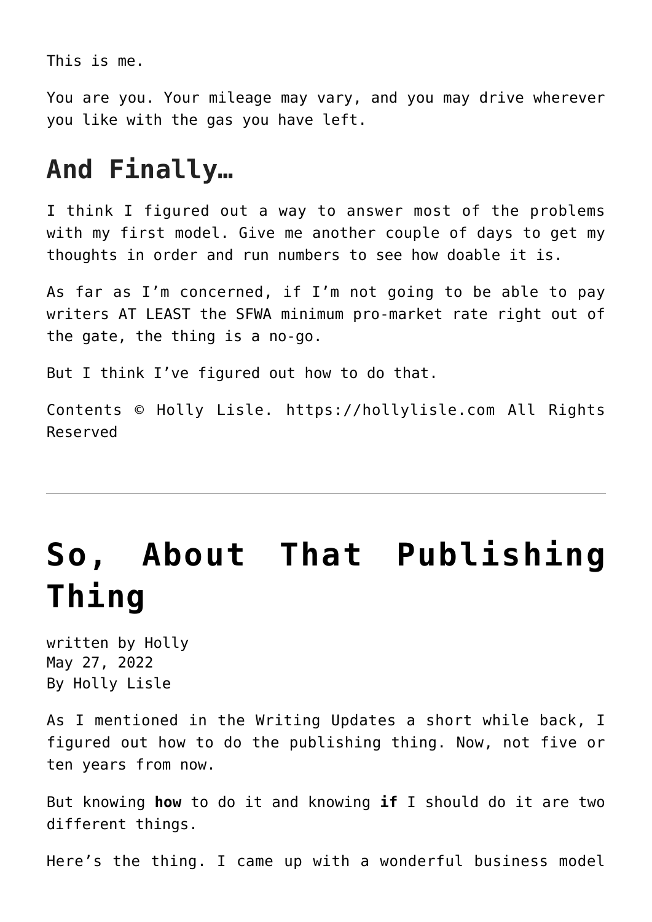This is me.

You are you. Your mileage may vary, and you may drive wherever you like with the gas you have left.

## And Finally…

I think I figured out a way to answer most of the problems with my first model. Give me another couple of days to get my thoughts in order and run numbers to see how doable it is.

As far as I'm concerned, if I'm not going to be able to pay writers AT LEAST the SFWA minimum pro-market rate right out of the gate, the thing is a no-go.

But I think I've figured out how to do that.

Contents © Holly Lisle. https://hollylisle.com All Rights Reserved

---

# So, About That Publishing Thing

written by Holly
May 27, 2022
By Holly Lisle

As I mentioned in the Writing Updates a short while back, I figured out how to do the publishing thing. Now, not five or ten years from now.

But knowing **how** to do it and knowing **if** I should do it are two different things.

Here's the thing. I came up with a wonderful business model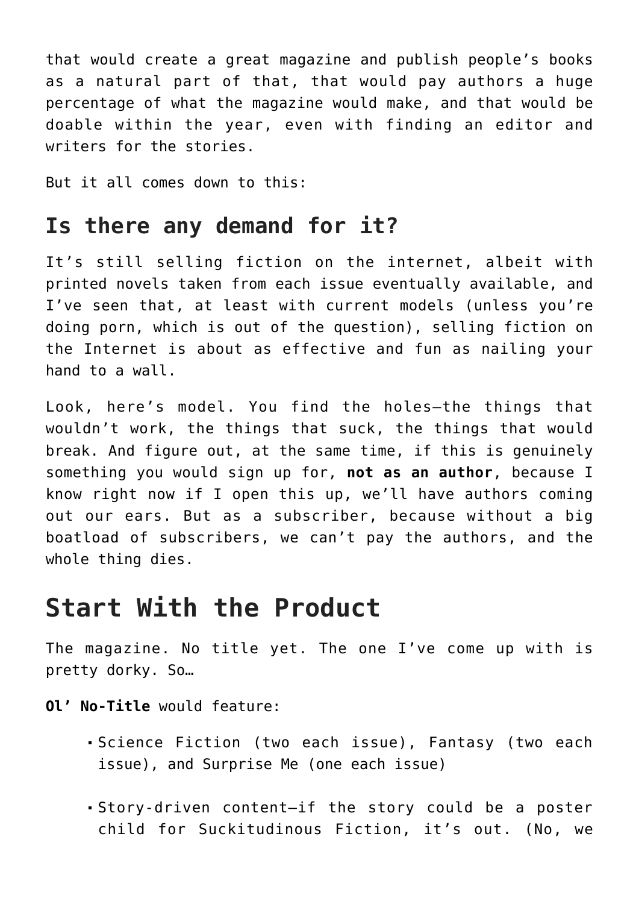that would create a great magazine and publish people's books as a natural part of that, that would pay authors a huge percentage of what the magazine would make, and that would be doable within the year, even with finding an editor and writers for the stories.

But it all comes down to this:

### Is there any demand for it?

It's still selling fiction on the internet, albeit with printed novels taken from each issue eventually available, and I've seen that, at least with current models (unless you're doing porn, which is out of the question), selling fiction on the Internet is about as effective and fun as nailing your hand to a wall.

Look, here's model. You find the holes—the things that wouldn't work, the things that suck, the things that would break. And figure out, at the same time, if this is genuinely something you would sign up for, **not as an author**, because I know right now if I open this up, we'll have authors coming out our ears. But as a subscriber, because without a big boatload of subscribers, we can't pay the authors, and the whole thing dies.

## Start With the Product

The magazine. No title yet. The one I've come up with is pretty dorky. So…

**Ol' No-Title** would feature:

- Science Fiction (two each issue), Fantasy (two each issue), and Surprise Me (one each issue)
- Story-driven content—if the story could be a poster child for Suckitudinous Fiction, it's out. (No, we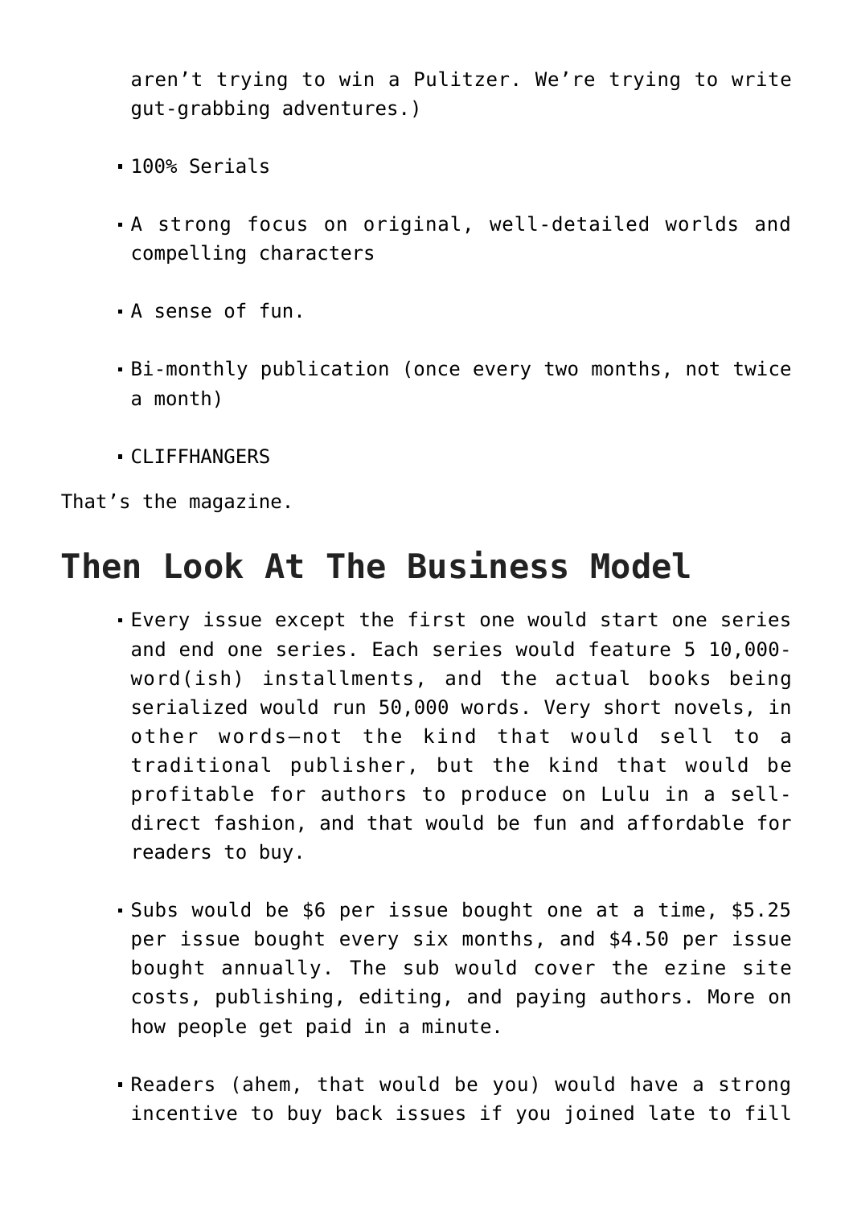aren't trying to win a Pulitzer. We're trying to write gut-grabbing adventures.)

- 100% Serials
- A strong focus on original, well-detailed worlds and compelling characters
- A sense of fun.
- Bi-monthly publication (once every two months, not twice a month)
- CLIFFHANGERS

That's the magazine.

## Then Look At The Business Model

- Every issue except the first one would start one series and end one series. Each series would feature 5 10,000-word(ish) installments, and the actual books being serialized would run 50,000 words. Very short novels, in other words—not the kind that would sell to a traditional publisher, but the kind that would be profitable for authors to produce on Lulu in a sell-direct fashion, and that would be fun and affordable for readers to buy.
- Subs would be $6 per issue bought one at a time, $5.25 per issue bought every six months, and $4.50 per issue bought annually. The sub would cover the ezine site costs, publishing, editing, and paying authors. More on how people get paid in a minute.
- Readers (ahem, that would be you) would have a strong incentive to buy back issues if you joined late to fill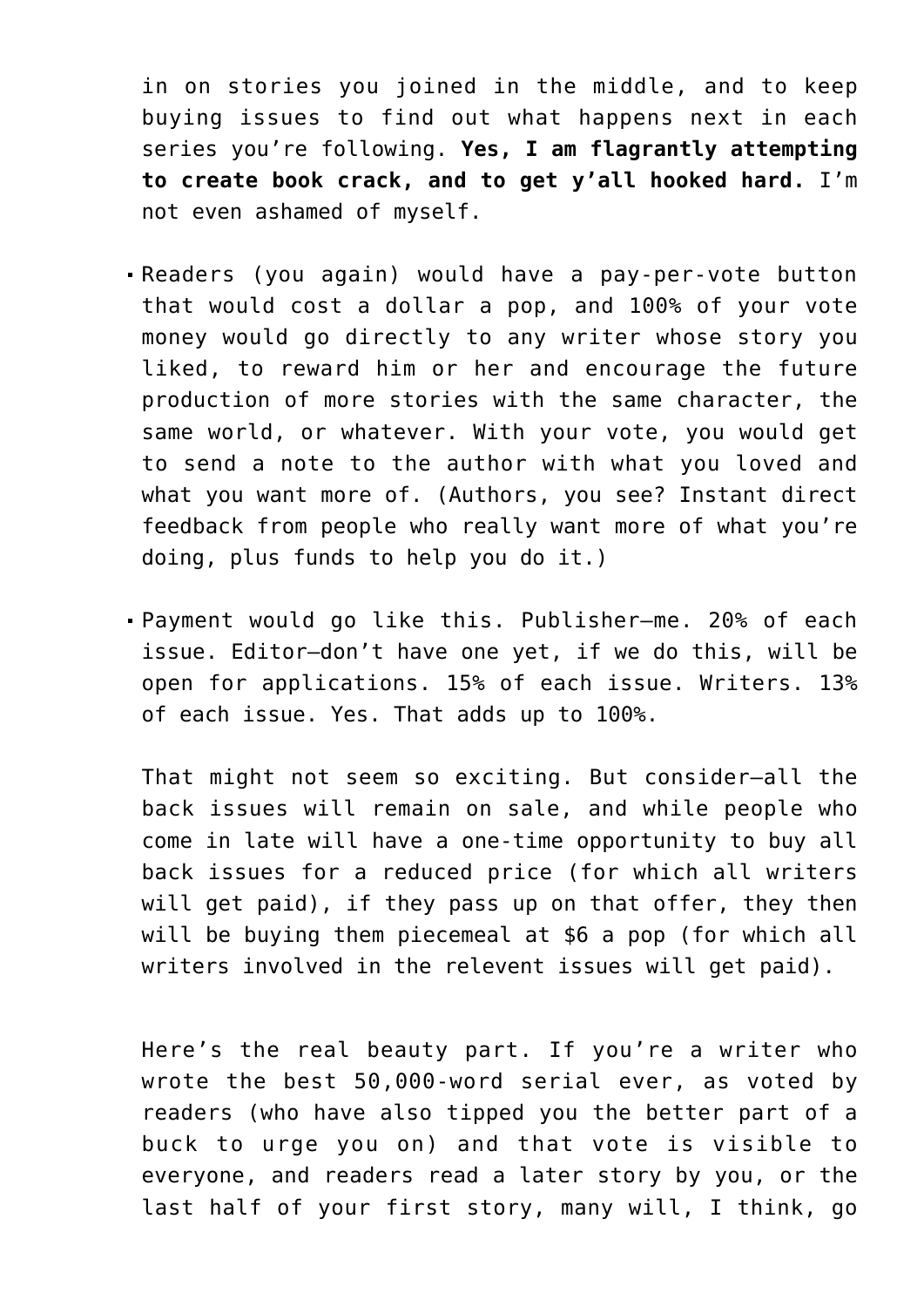in on stories you joined in the middle, and to keep buying issues to find out what happens next in each series you're following. **Yes, I am flagrantly attempting to create book crack, and to get y'all hooked hard.** I'm not even ashamed of myself.

- Readers (you again) would have a pay-per-vote button that would cost a dollar a pop, and 100% of your vote money would go directly to any writer whose story you liked, to reward him or her and encourage the future production of more stories with the same character, the same world, or whatever. With your vote, you would get to send a note to the author with what you loved and what you want more of. (Authors, you see? Instant direct feedback from people who really want more of what you're doing, plus funds to help you do it.)
- Payment would go like this. Publisher—me. 20% of each issue. Editor—don't have one yet, if we do this, will be open for applications. 15% of each issue. Writers. 13% of each issue. Yes. That adds up to 100%.

  That might not seem so exciting. But consider—all the back issues will remain on sale, and while people who come in late will have a one-time opportunity to buy all back issues for a reduced price (for which all writers will get paid), if they pass up on that offer, they then will be buying them piecemeal at $6 a pop (for which all writers involved in the relevent issues will get paid).

  Here's the real beauty part. If you're a writer who wrote the best 50,000-word serial ever, as voted by readers (who have also tipped you the better part of a buck to urge you on) and that vote is visible to everyone, and readers read a later story by you, or the last half of your first story, many will, I think, go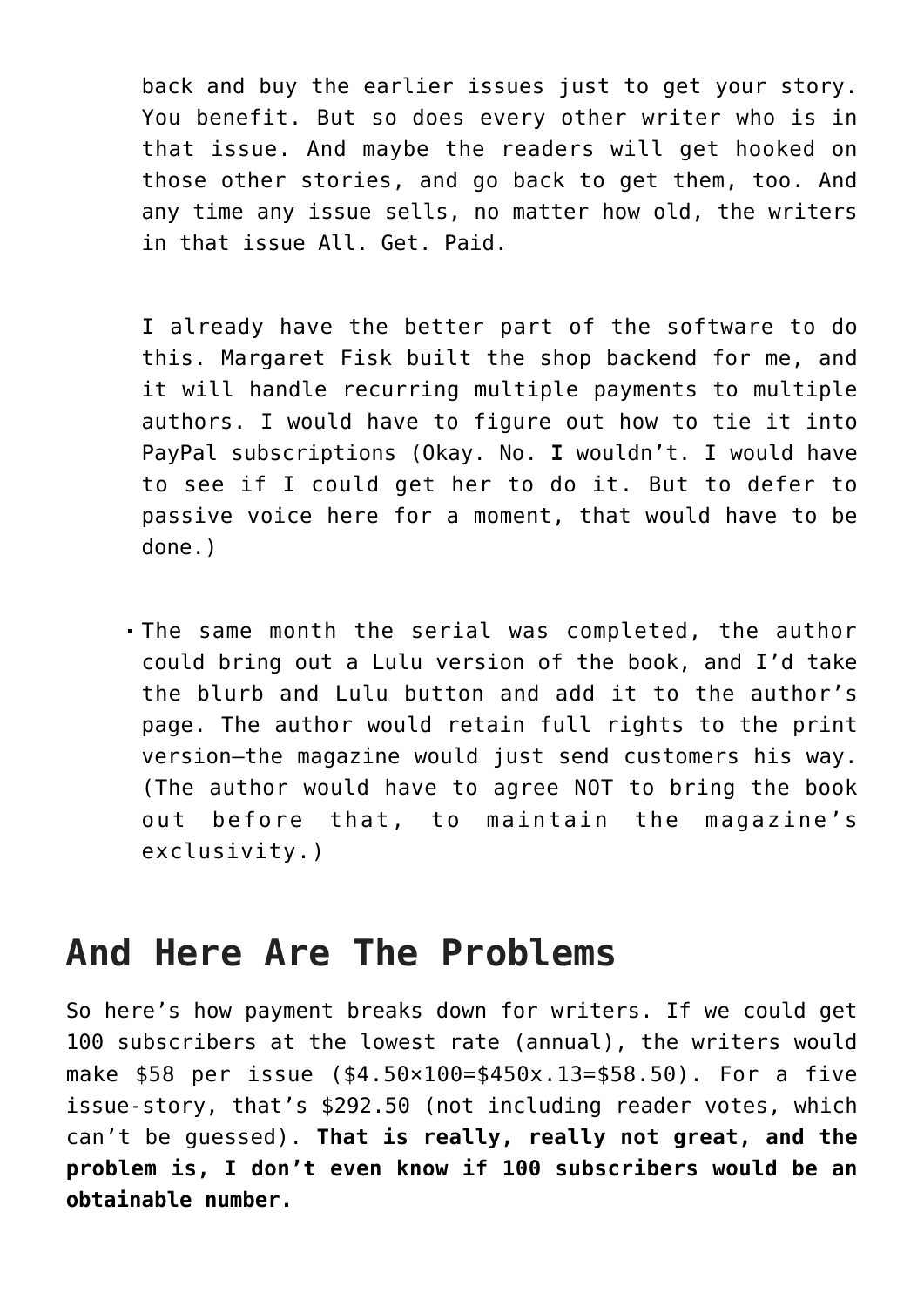back and buy the earlier issues just to get your story. You benefit. But so does every other writer who is in that issue. And maybe the readers will get hooked on those other stories, and go back to get them, too. And any time any issue sells, no matter how old, the writers in that issue All. Get. Paid.

I already have the better part of the software to do this. Margaret Fisk built the shop backend for me, and it will handle recurring multiple payments to multiple authors. I would have to figure out how to tie it into PayPal subscriptions (Okay. No. **I** wouldn't. I would have to see if I could get her to do it. But to defer to passive voice here for a moment, that would have to be done.)

- The same month the serial was completed, the author could bring out a Lulu version of the book, and I'd take the blurb and Lulu button and add it to the author's page. The author would retain full rights to the print version—the magazine would just send customers his way. (The author would have to agree NOT to bring the book out before that, to maintain the magazine's exclusivity.)

## And Here Are The Problems

So here's how payment breaks down for writers. If we could get 100 subscribers at the lowest rate (annual), the writers would make $58 per issue ($4.50×100=$450x.13=$58.50). For a five issue-story, that's $292.50 (not including reader votes, which can't be guessed). **That is really, really not great, and the problem is, I don't even know if 100 subscribers would be an obtainable number.**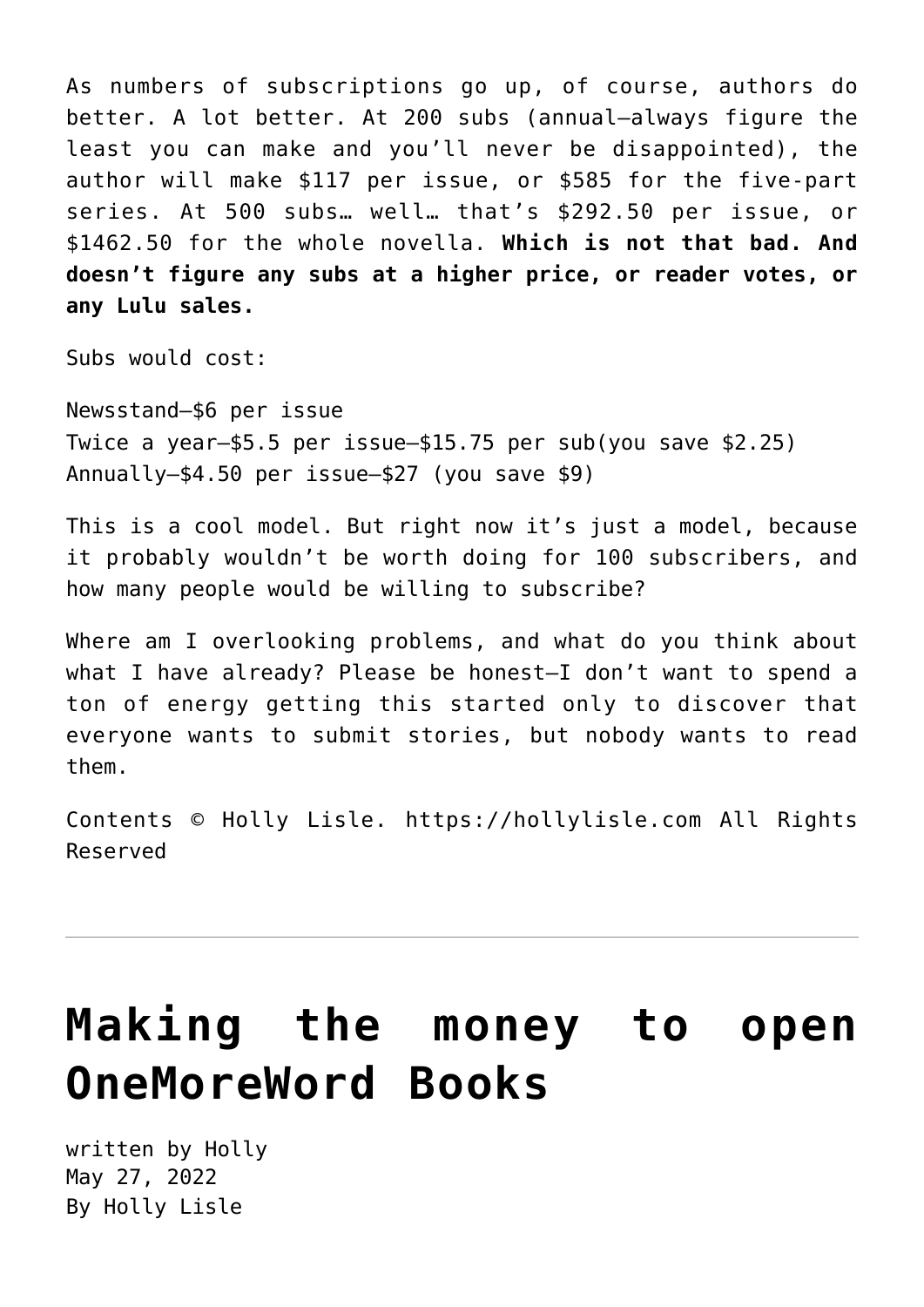As numbers of subscriptions go up, of course, authors do better. A lot better. At 200 subs (annual—always figure the least you can make and you'll never be disappointed), the author will make $117 per issue, or $585 for the five-part series. At 500 subs… well… that's $292.50 per issue, or $1462.50 for the whole novella. **Which is not that bad. And doesn't figure any subs at a higher price, or reader votes, or any Lulu sales.**

Subs would cost:

Newsstand—$6 per issue
Twice a year—$5.5 per issue—$15.75 per sub(you save $2.25)
Annually—$4.50 per issue—$27 (you save $9)

This is a cool model. But right now it's just a model, because it probably wouldn't be worth doing for 100 subscribers, and how many people would be willing to subscribe?

Where am I overlooking problems, and what do you think about what I have already? Please be honest—I don't want to spend a ton of energy getting this started only to discover that everyone wants to submit stories, but nobody wants to read them.

Contents © Holly Lisle. https://hollylisle.com All Rights Reserved

---

# Making the money to open OneMoreWord Books

written by Holly
May 27, 2022
By Holly Lisle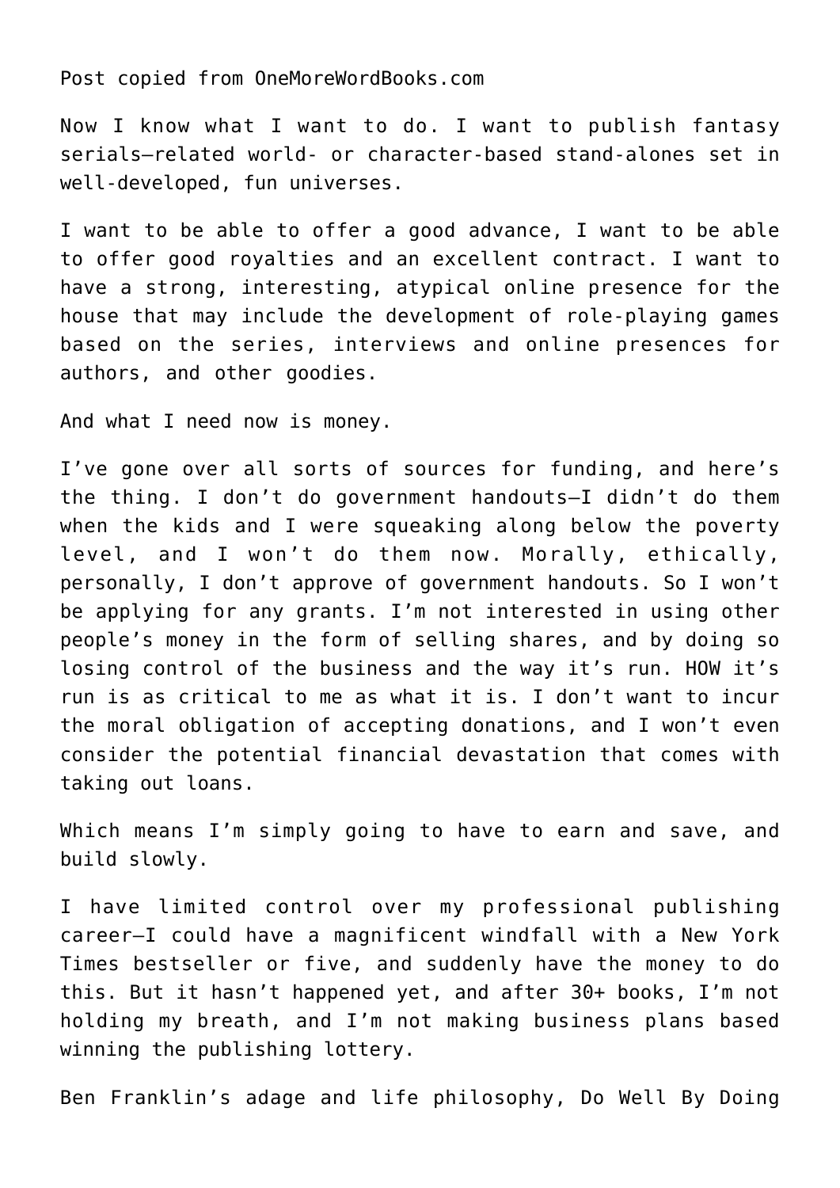Post copied from OneMoreWordBooks.com

Now I know what I want to do. I want to publish fantasy serials—related world- or character-based stand-alones set in well-developed, fun universes.

I want to be able to offer a good advance, I want to be able to offer good royalties and an excellent contract. I want to have a strong, interesting, atypical online presence for the house that may include the development of role-playing games based on the series, interviews and online presences for authors, and other goodies.

And what I need now is money.

I've gone over all sorts of sources for funding, and here's the thing. I don't do government handouts—I didn't do them when the kids and I were squeaking along below the poverty level, and I won't do them now. Morally, ethically, personally, I don't approve of government handouts. So I won't be applying for any grants. I'm not interested in using other people's money in the form of selling shares, and by doing so losing control of the business and the way it's run. HOW it's run is as critical to me as what it is. I don't want to incur the moral obligation of accepting donations, and I won't even consider the potential financial devastation that comes with taking out loans.

Which means I'm simply going to have to earn and save, and build slowly.

I have limited control over my professional publishing career—I could have a magnificent windfall with a New York Times bestseller or five, and suddenly have the money to do this. But it hasn't happened yet, and after 30+ books, I'm not holding my breath, and I'm not making business plans based winning the publishing lottery.

Ben Franklin's adage and life philosophy, Do Well By Doing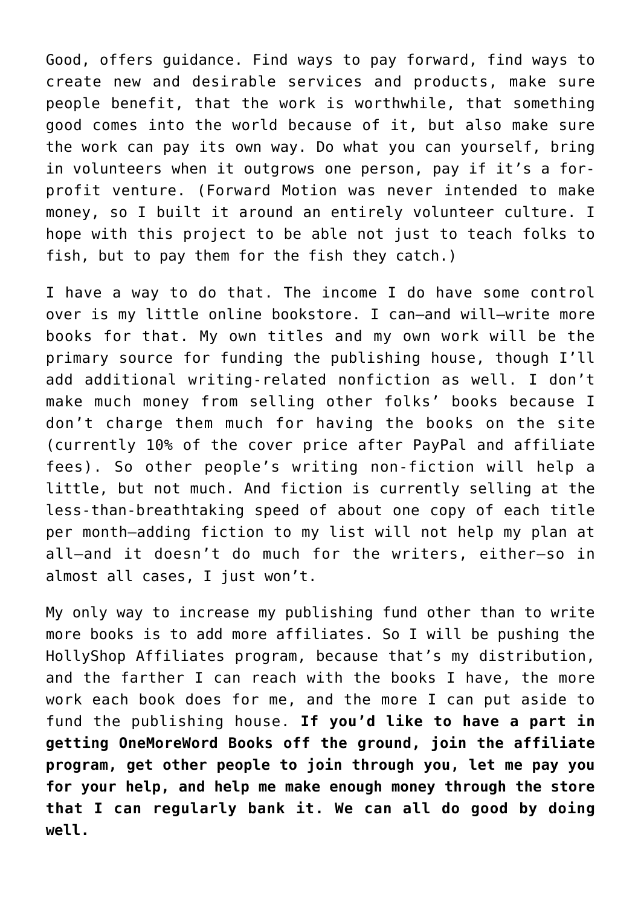Good, offers guidance. Find ways to pay forward, find ways to create new and desirable services and products, make sure people benefit, that the work is worthwhile, that something good comes into the world because of it, but also make sure the work can pay its own way. Do what you can yourself, bring in volunteers when it outgrows one person, pay if it's a for-profit venture. (Forward Motion was never intended to make money, so I built it around an entirely volunteer culture. I hope with this project to be able not just to teach folks to fish, but to pay them for the fish they catch.)

I have a way to do that. The income I do have some control over is my little online bookstore. I can—and will—write more books for that. My own titles and my own work will be the primary source for funding the publishing house, though I'll add additional writing-related nonfiction as well. I don't make much money from selling other folks' books because I don't charge them much for having the books on the site (currently 10% of the cover price after PayPal and affiliate fees). So other people's writing non-fiction will help a little, but not much. And fiction is currently selling at the less-than-breathtaking speed of about one copy of each title per month—adding fiction to my list will not help my plan at all—and it doesn't do much for the writers, either—so in almost all cases, I just won't.

My only way to increase my publishing fund other than to write more books is to add more affiliates. So I will be pushing the HollyShop Affiliates program, because that's my distribution, and the farther I can reach with the books I have, the more work each book does for me, and the more I can put aside to fund the publishing house. **If you'd like to have a part in getting OneMoreWord Books off the ground, join the affiliate program, get other people to join through you, let me pay you for your help, and help me make enough money through the store that I can regularly bank it. We can all do good by doing well.**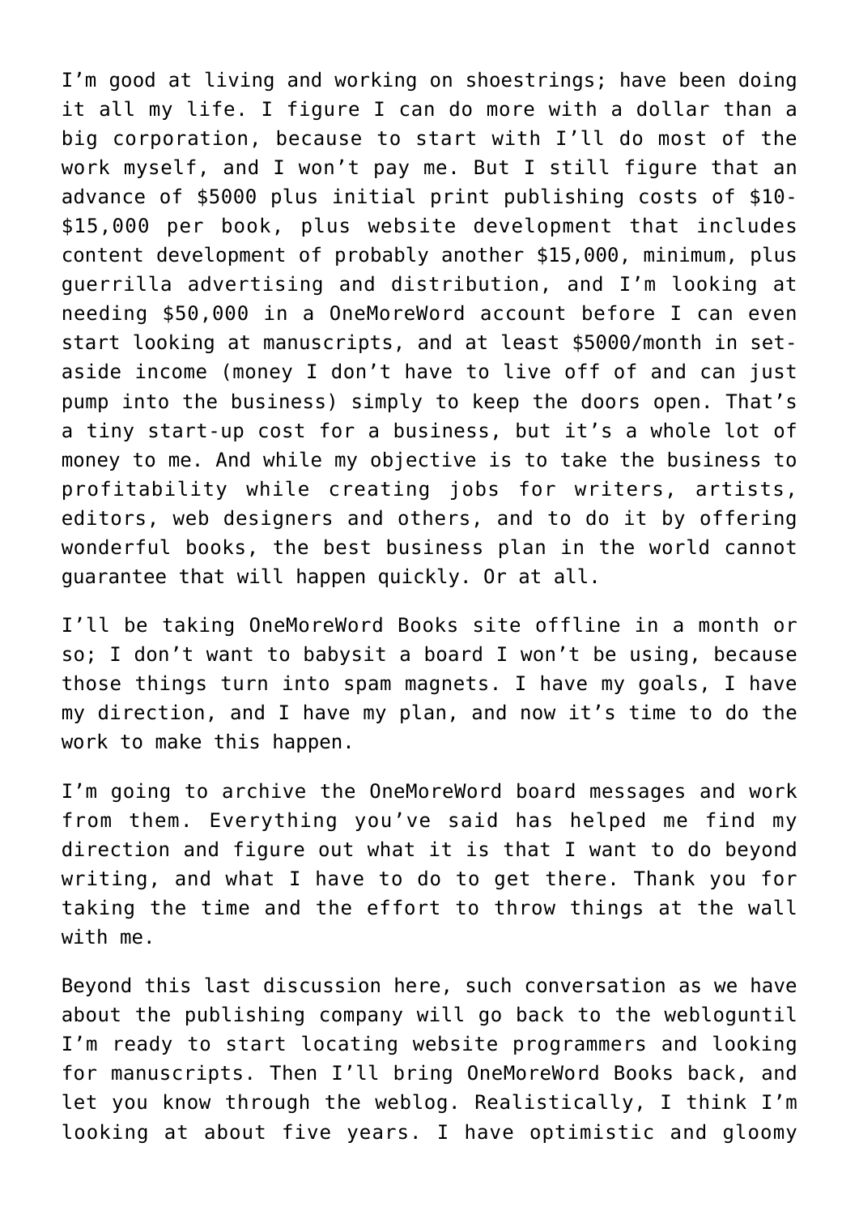I'm good at living and working on shoestrings; have been doing it all my life. I figure I can do more with a dollar than a big corporation, because to start with I'll do most of the work myself, and I won't pay me. But I still figure that an advance of $5000 plus initial print publishing costs of $10-$15,000 per book, plus website development that includes content development of probably another $15,000, minimum, plus guerrilla advertising and distribution, and I'm looking at needing $50,000 in a OneMoreWord account before I can even start looking at manuscripts, and at least $5000/month in set-aside income (money I don't have to live off of and can just pump into the business) simply to keep the doors open. That's a tiny start-up cost for a business, but it's a whole lot of money to me. And while my objective is to take the business to profitability while creating jobs for writers, artists, editors, web designers and others, and to do it by offering wonderful books, the best business plan in the world cannot guarantee that will happen quickly. Or at all.

I'll be taking OneMoreWord Books site offline in a month or so; I don't want to babysit a board I won't be using, because those things turn into spam magnets. I have my goals, I have my direction, and I have my plan, and now it's time to do the work to make this happen.

I'm going to archive the OneMoreWord board messages and work from them. Everything you've said has helped me find my direction and figure out what it is that I want to do beyond writing, and what I have to do to get there. Thank you for taking the time and the effort to throw things at the wall with me.

Beyond this last discussion here, such conversation as we have about the publishing company will go back to the webloguntil I'm ready to start locating website programmers and looking for manuscripts. Then I'll bring OneMoreWord Books back, and let you know through the weblog. Realistically, I think I'm looking at about five years. I have optimistic and gloomy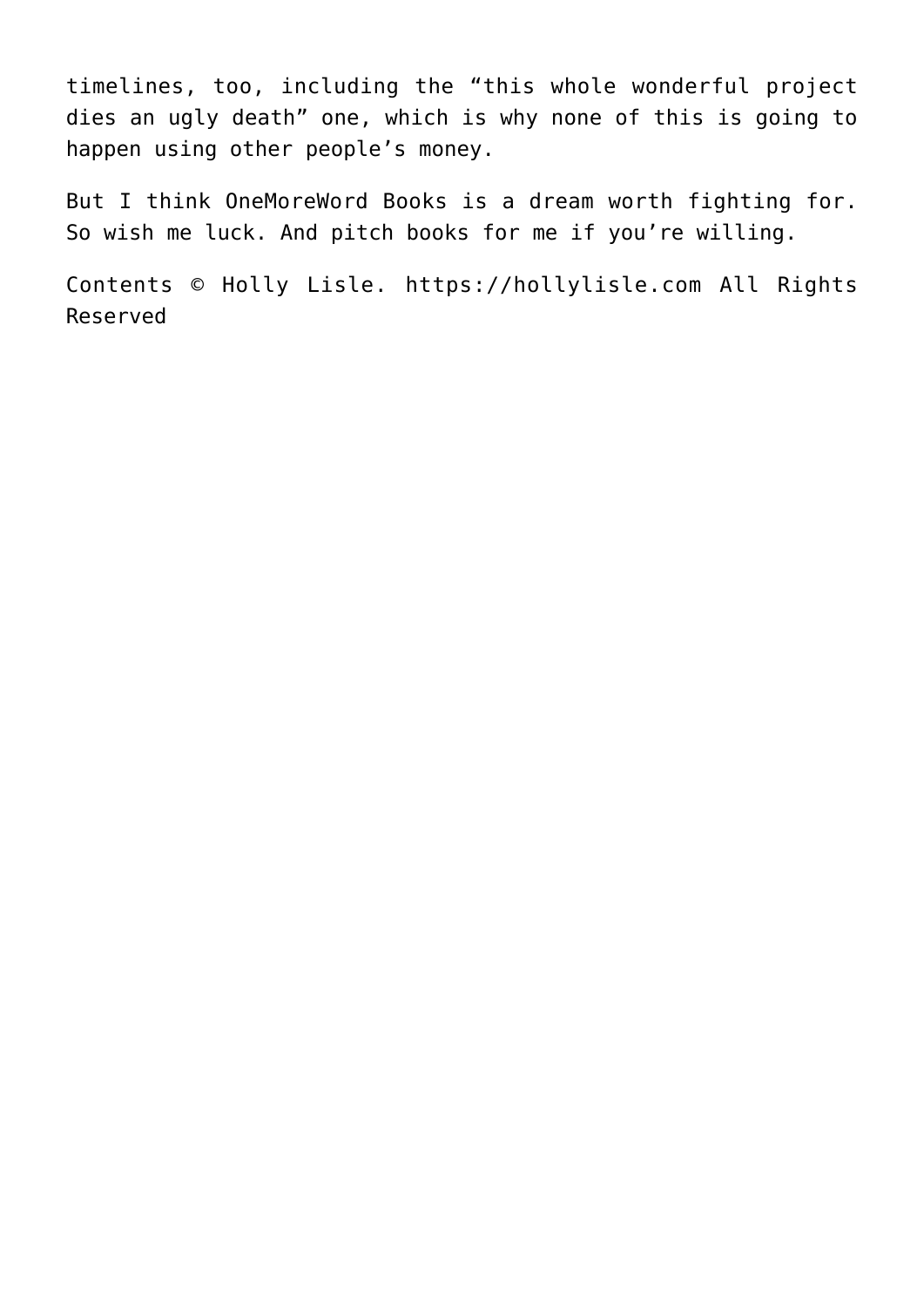timelines, too, including the “this whole wonderful project dies an ugly death” one, which is why none of this is going to happen using other people’s money.

But I think OneMoreWord Books is a dream worth fighting for. So wish me luck. And pitch books for me if you’re willing.

Contents © Holly Lisle. https://hollylisle.com All Rights Reserved